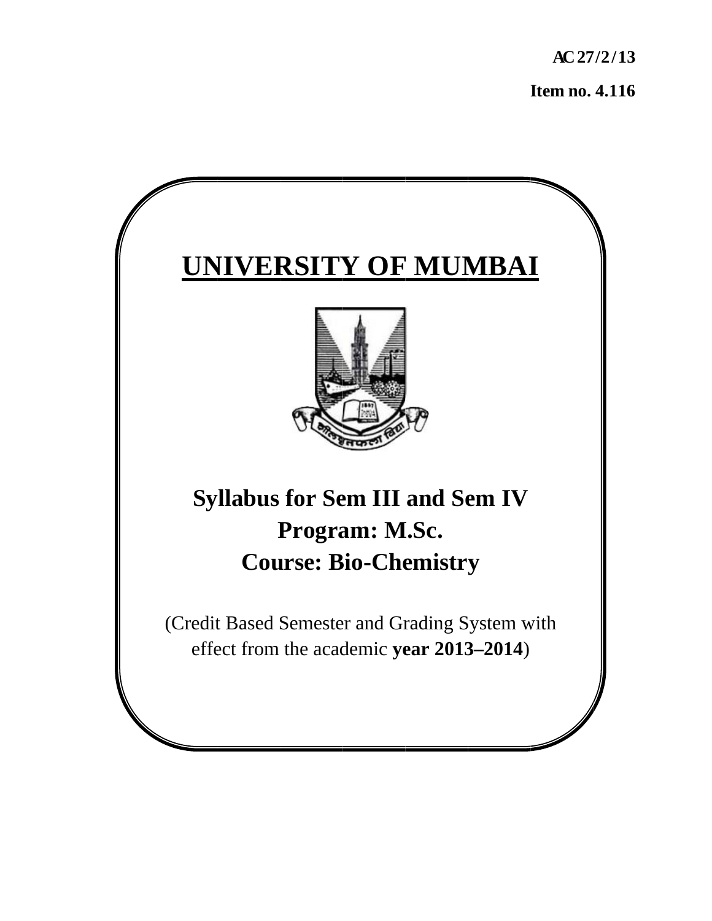**AC 27/2/13**

**Item no. 4.116**

# UNIVERSITY OF MUMBAI

## Syllabus for Sem III and Sem IV
## Program: M.Sc.
## Course: Bio-Chemistry

(Credit Based Semester and Grading System with effect from the academic **year 2013–2014**)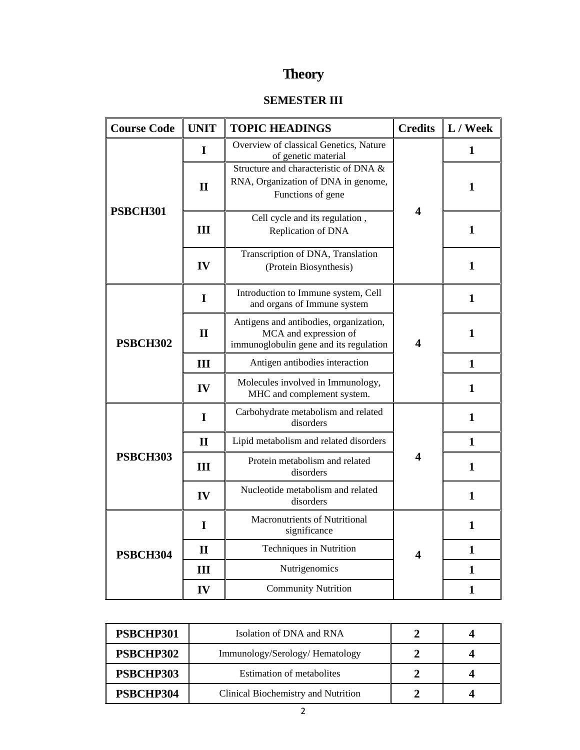# Theory

## SEMESTER III

| Course Code | UNIT | TOPIC HEADINGS | Credits | L / Week |
|---|---|---|---|---|
| PSBCH301 | I | Overview of classical Genetics, Nature of genetic material | 4 | 1 |
| | II | Structure and characteristic of DNA & RNA, Organization of DNA in genome, Functions of gene | | 1 |
| | III | Cell cycle and its regulation , Replication of DNA | | 1 |
| | IV | Transcription of DNA, Translation (Protein Biosynthesis) | | 1 |
| PSBCH302 | I | Introduction to Immune system, Cell and organs of Immune system | 4 | 1 |
| | II | Antigens and antibodies, organization, MCA and expression of immunoglobulin gene and its regulation | | 1 |
| | III | Antigen antibodies interaction | | 1 |
| | IV | Molecules involved in Immunology, MHC and complement system. | | 1 |
| PSBCH303 | I | Carbohydrate metabolism and related disorders | 4 | 1 |
| | II | Lipid metabolism and related disorders | | 1 |
| | III | Protein metabolism and related disorders | | 1 |
| | IV | Nucleotide metabolism and related disorders | | 1 |
| PSBCH304 | I | Macronutrients of Nutritional significance | 4 | 1 |
| | II | Techniques in Nutrition | | 1 |
| | III | Nutrigenomics | | 1 |
| | IV | Community Nutrition | | 1 |

| | | | |
|---|---|---|---|
| PSBCHP301 | Isolation of DNA and RNA | 2 | 4 |
| PSBCHP302 | Immunology/Serology/ Hematology | 2 | 4 |
| PSBCHP303 | Estimation of metabolites | 2 | 4 |
| PSBCHP304 | Clinical Biochemistry and Nutrition | 2 | 4 |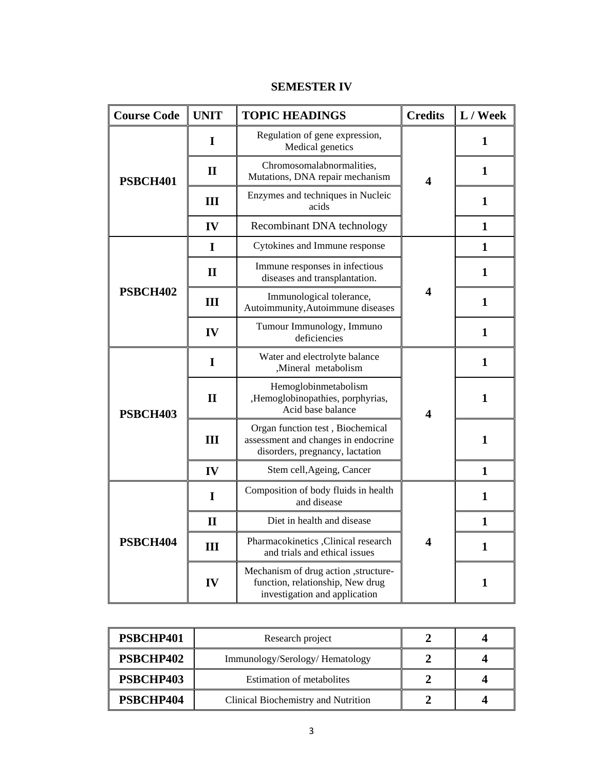## SEMESTER IV

| Course Code | UNIT | TOPIC HEADINGS | Credits | L / Week |
|---|---|---|---|---|
| PSBCH401 | I | Regulation of gene expression, Medical genetics | 4 | 1 |
| | II | Chromosomalabnormalities, Mutations, DNA repair mechanism | | 1 |
| | III | Enzymes and techniques in Nucleic acids | | 1 |
| | IV | Recombinant DNA technology | | 1 |
| PSBCH402 | I | Cytokines and Immune response | 4 | 1 |
| | II | Immune responses in infectious diseases and transplantation. | | 1 |
| | III | Immunological tolerance, Autoimmunity,Autoimmune diseases | | 1 |
| | IV | Tumour Immunology, Immuno deficiencies | | 1 |
| PSBCH403 | I | Water and electrolyte balance ,Mineral metabolism | 4 | 1 |
| | II | Hemoglobinmetabolism ,Hemoglobinopathies, porphyrias, Acid base balance | | 1 |
| | III | Organ function test , Biochemical assessment and changes in endocrine disorders, pregnancy, lactation | | 1 |
| | IV | Stem cell,Ageing, Cancer | | 1 |
| PSBCH404 | I | Composition of body fluids in health and disease | 4 | 1 |
| | II | Diet in health and disease | | 1 |
| | III | Pharmacokinetics ,Clinical research and trials and ethical issues | | 1 |
| | IV | Mechanism of drug action ,structure-function, relationship, New drug investigation and application | | 1 |

| | | | |
|---|---|---|---|
| PSBCHP401 | Research project | 2 | 4 |
| PSBCHP402 | Immunology/Serology/ Hematology | 2 | 4 |
| PSBCHP403 | Estimation of metabolites | 2 | 4 |
| PSBCHP404 | Clinical Biochemistry and Nutrition | 2 | 4 |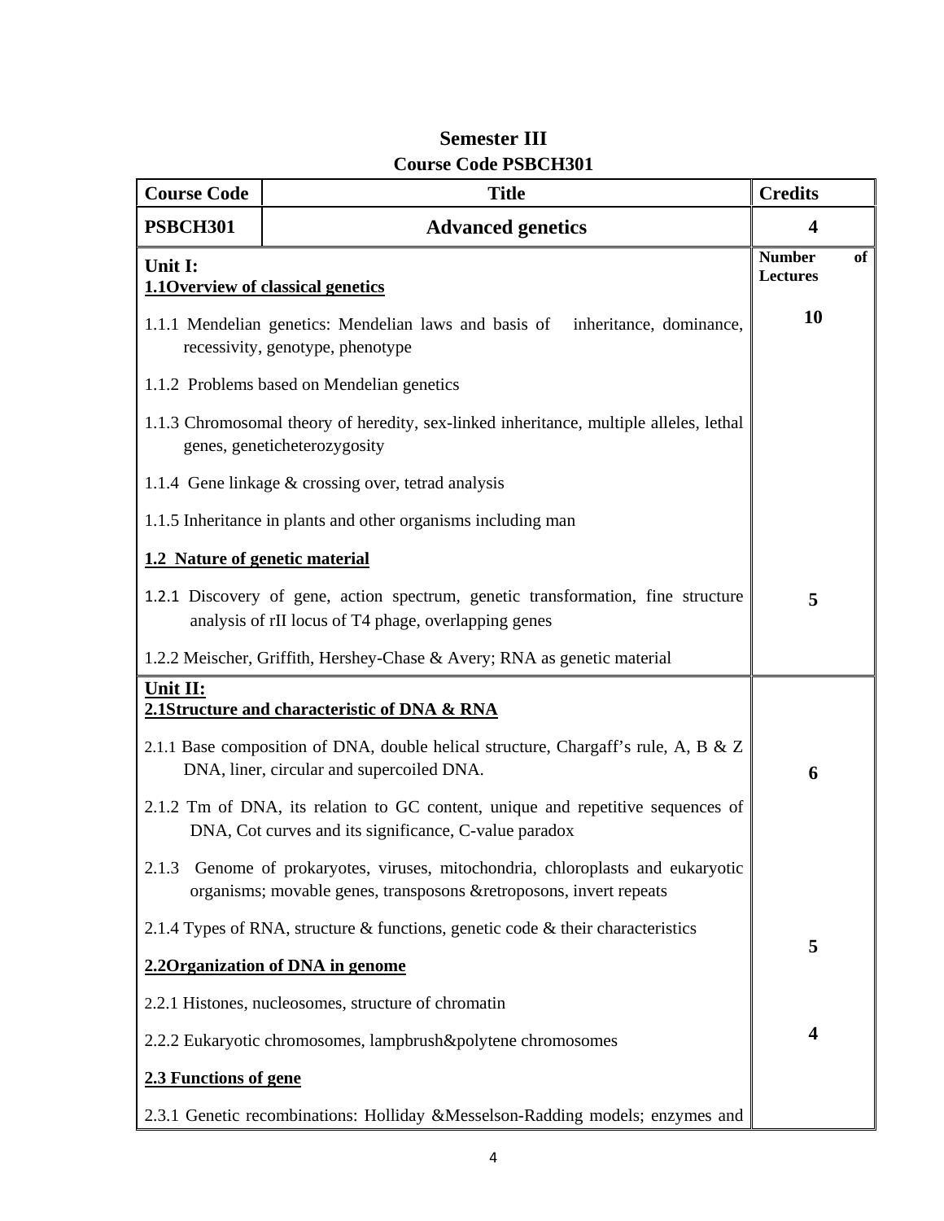**Semester III**
**Course Code PSBCH301**

| Course Code | Title | Credits |
| --- | --- | --- |
| **PSBCH301** | **Advanced genetics** | **4** |
| **Unit I:**<br>**1.1Overview of classical genetics**<br>1.1.1 Mendelian genetics: Mendelian laws and basis of inheritance, dominance, recessivity, genotype, phenotype<br>1.1.2 Problems based on Mendelian genetics<br>1.1.3 Chromosomal theory of heredity, sex-linked inheritance, multiple alleles, lethal genes, geneticheterozygosity<br>1.1.4 Gene linkage & crossing over, tetrad analysis<br>1.1.5 Inheritance in plants and other organisms including man | | **Number of Lectures**<br>**10** |
| **1.2 Nature of genetic material**<br>1.2.1 Discovery of gene, action spectrum, genetic transformation, fine structure analysis of rII locus of T4 phage, overlapping genes<br>1.2.2 Meischer, Griffith, Hershey-Chase & Avery; RNA as genetic material | | **5** |
| **Unit II:**<br>**2.1Structure and characteristic of DNA & RNA**<br>2.1.1 Base composition of DNA, double helical structure, Chargaff's rule, A, B & Z DNA, liner, circular and supercoiled DNA.<br>2.1.2 Tm of DNA, its relation to GC content, unique and repetitive sequences of DNA, Cot curves and its significance, C-value paradox<br>2.1.3 Genome of prokaryotes, viruses, mitochondria, chloroplasts and eukaryotic organisms; movable genes, transposons &retroposons, invert repeats<br>2.1.4 Types of RNA, structure & functions, genetic code & their characteristics | | **6** |
| **2.2Organization of DNA in genome**<br>2.2.1 Histones, nucleosomes, structure of chromatin<br>2.2.2 Eukaryotic chromosomes, lampbrush&polytene chromosomes | | **5** |
| **2.3 Functions of gene**<br>2.3.1 Genetic recombinations: Holliday &Messelson-Radding models; enzymes and | | **4** |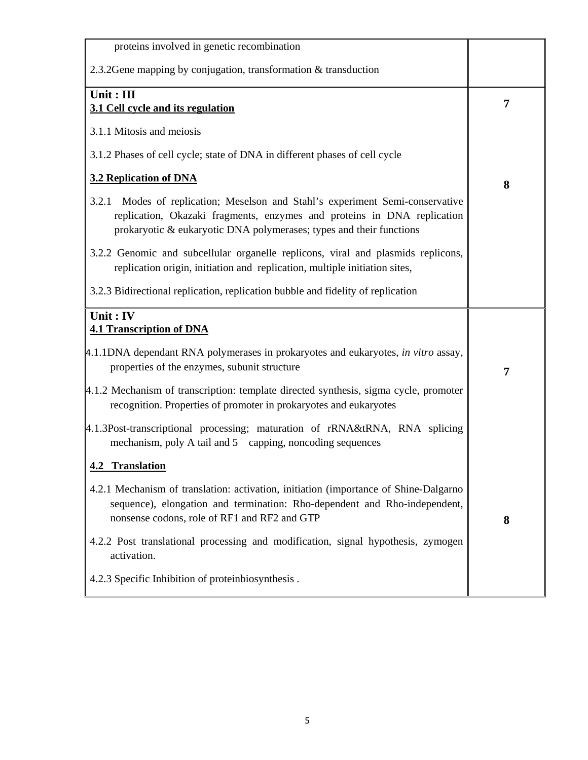| | |
|---|---|
| proteins involved in genetic recombination<br><br>2.3.2Gene mapping by conjugation, transformation & transduction | |
| **Unit : III**<br>**<u>3.1 Cell cycle and its regulation</u>**<br><br>3.1.1 Mitosis and meiosis<br><br>3.1.2 Phases of cell cycle; state of DNA in different phases of cell cycle | **7** |
| **<u>3.2 Replication of DNA</u>**<br><br>3.2.1 Modes of replication; Meselson and Stahl's experiment Semi-conservative replication, Okazaki fragments, enzymes and proteins in DNA replication prokaryotic & eukaryotic DNA polymerases; types and their functions<br><br>3.2.2 Genomic and subcellular organelle replicons, viral and plasmids replicons, replication origin, initiation and replication, multiple initiation sites,<br><br>3.2.3 Bidirectional replication, replication bubble and fidelity of replication | **8** |
| **Unit : IV**<br>**<u>4.1 Transcription of DNA</u>**<br><br>4.1.1DNA dependant RNA polymerases in prokaryotes and eukaryotes, *in vitro* assay, properties of the enzymes, subunit structure<br><br>4.1.2 Mechanism of transcription: template directed synthesis, sigma cycle, promoter recognition. Properties of promoter in prokaryotes and eukaryotes<br><br>4.1.3Post-transcriptional processing; maturation of rRNA&tRNA, RNA splicing mechanism, poly A tail and 5 capping, noncoding sequences | **7** |
| **<u>4.2 Translation</u>**<br><br>4.2.1 Mechanism of translation: activation, initiation (importance of Shine-Dalgarno sequence), elongation and termination: Rho-dependent and Rho-independent, nonsense codons, role of RF1 and RF2 and GTP<br><br>4.2.2 Post translational processing and modification, signal hypothesis, zymogen activation.<br><br>4.2.3 Specific Inhibition of proteinbiosynthesis . | **8** |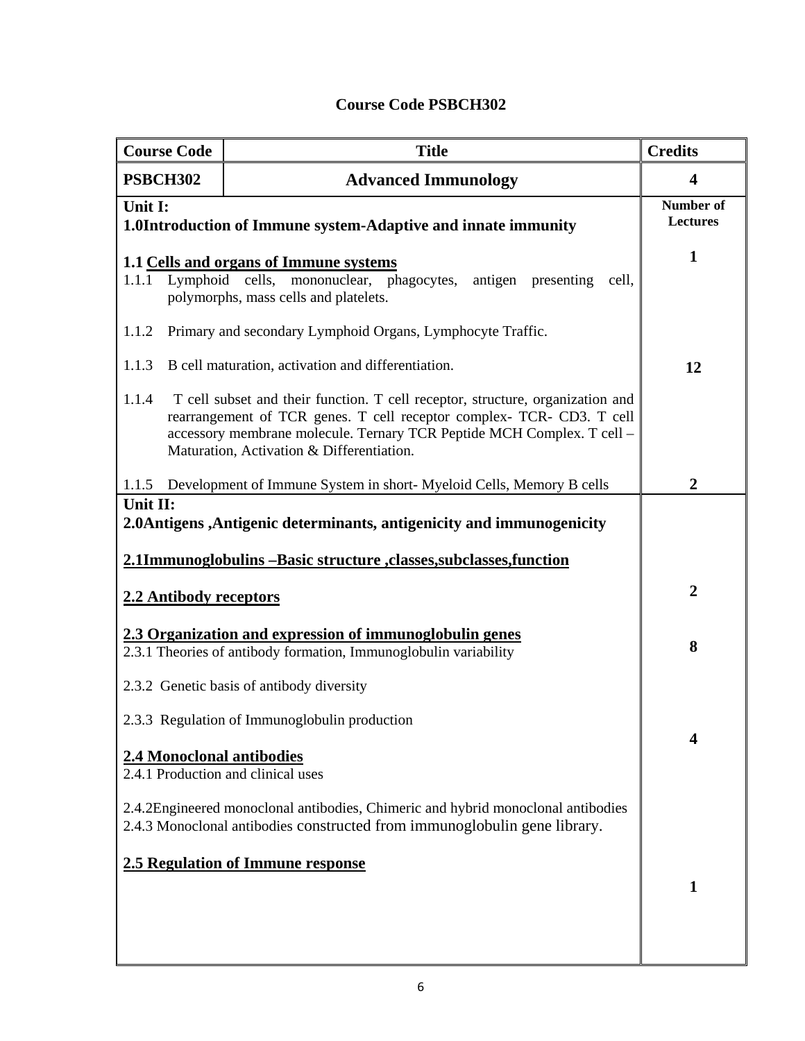**Course Code PSBCH302**

| Course Code | Title | Credits |
|---|---|---|
| **PSBCH302** | **Advanced Immunology** | **4** |
| **Unit I:**<br>**1.0Introduction of Immune system-Adaptive and innate immunity** | | **Number of Lectures** |
| **1.1 Cells and organs of Immune systems**<br>1.1.1 Lymphoid cells, mononuclear, phagocytes, antigen presenting cell, polymorphs, mass cells and platelets. | | **1** |
| 1.1.2 Primary and secondary Lymphoid Organs, Lymphocyte Traffic.<br>1.1.3 B cell maturation, activation and differentiation.<br>1.1.4 T cell subset and their function. T cell receptor, structure, organization and rearrangement of TCR genes. T cell receptor complex- TCR- CD3. T cell accessory membrane molecule. Ternary TCR Peptide MCH Complex. T cell – Maturation, Activation & Differentiation. | | **12** |
| 1.1.5 Development of Immune System in short- Myeloid Cells, Memory B cells | | **2** |
| **Unit II:**<br>**2.0Antigens ,Antigenic determinants, antigenicity and immunogenicity**<br>**2.1Immunoglobulins –Basic structure ,classes,subclasses,function**<br>**2.2 Antibody receptors** | | **2** |
| **2.3 Organization and expression of immunoglobulin genes**<br>2.3.1 Theories of antibody formation, Immunoglobulin variability<br>2.3.2 Genetic basis of antibody diversity<br>2.3.3 Regulation of Immunoglobulin production | | **8** |
| **2.4 Monoclonal antibodies**<br>2.4.1 Production and clinical uses<br>2.4.2Engineered monoclonal antibodies, Chimeric and hybrid monoclonal antibodies<br>2.4.3 Monoclonal antibodies constructed from immunoglobulin gene library. | | **4** |
| **2.5 Regulation of Immune response** | | **1** |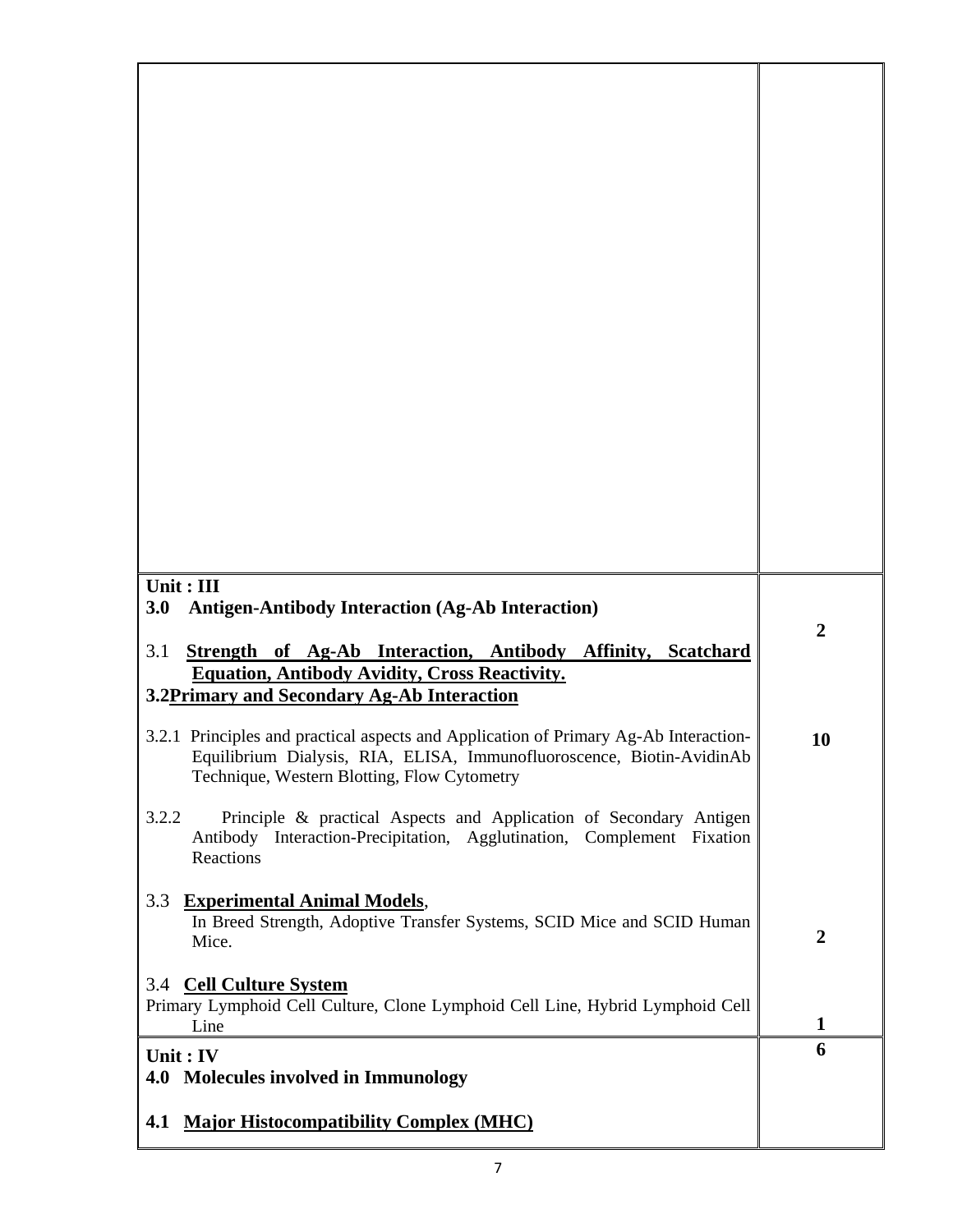| | |
|---|---|
| | |
| **Unit : III**<br>**3.0 Antigen-Antibody Interaction (Ag-Ab Interaction)**<br><br>3.1 **Strength of Ag-Ab Interaction, Antibody Affinity, Scatchard Equation, Antibody Avidity, Cross Reactivity.**<br>**3.2 Primary and Secondary Ag-Ab Interaction**<br><br>3.2.1 Principles and practical aspects and Application of Primary Ag-Ab Interaction- Equilibrium Dialysis, RIA, ELISA, Immunofluoroscence, Biotin-AvidinAb Technique, Western Blotting, Flow Cytometry<br><br>3.2.2 Principle & practical Aspects and Application of Secondary Antigen Antibody Interaction-Precipitation, Agglutination, Complement Fixation Reactions<br><br>3.3 **Experimental Animal Models**, In Breed Strength, Adoptive Transfer Systems, SCID Mice and SCID Human Mice.<br><br>3.4 **Cell Culture System**<br>Primary Lymphoid Cell Culture, Clone Lymphoid Cell Line, Hybrid Lymphoid Cell Line | 2<br><br>10<br><br>2<br><br>1 |
| **Unit : IV**<br>**4.0 Molecules involved in Immunology**<br><br>**4.1 Major Histocompatibility Complex (MHC)** | 6 |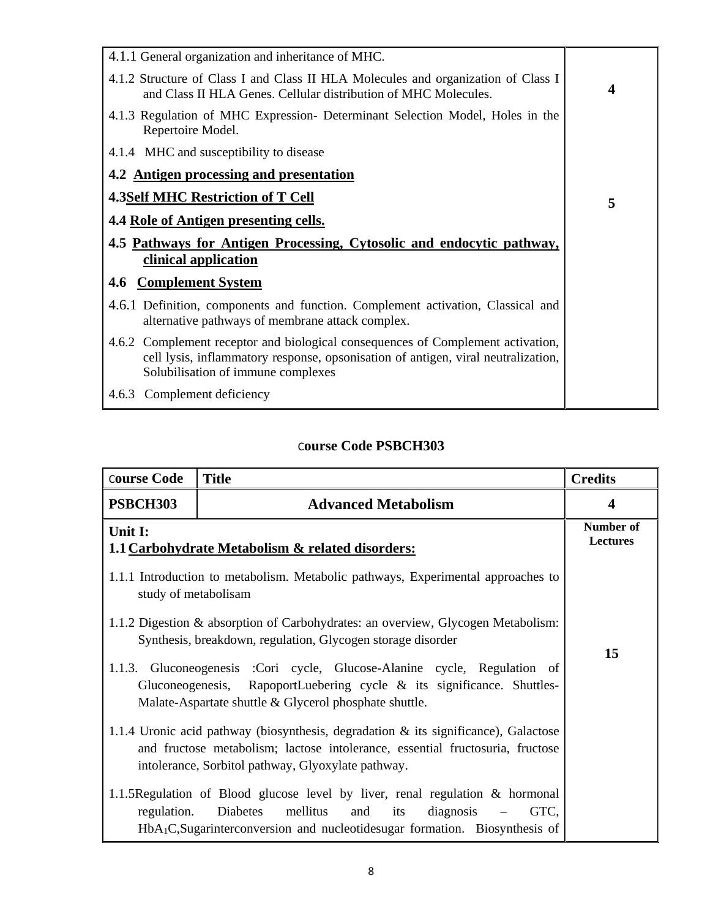| | |
|---|---|
| 4.1.1 General organization and inheritance of MHC.<br>4.1.2 Structure of Class I and Class II HLA Molecules and organization of Class I and Class II HLA Genes. Cellular distribution of MHC Molecules.<br>4.1.3 Regulation of MHC Expression- Determinant Selection Model, Holes in the Repertoire Model.<br>4.1.4 MHC and susceptibility to disease | **4** |
| **4.2 <u>Antigen processing and presentation</u>**<br>**4.3<u>Self MHC Restriction of T Cell</u>**<br>**4.4 <u>Role of Antigen presenting cells.</u>**<br>**4.5 <u>Pathways for Antigen Processing, Cytosolic and endocytic pathway, clinical application</u>**<br>**4.6 <u>Complement System</u>**<br>4.6.1 Definition, components and function. Complement activation, Classical and alternative pathways of membrane attack complex.<br>4.6.2 Complement receptor and biological consequences of Complement activation, cell lysis, inflammatory response, opsonisation of antigen, viral neutralization, Solubilisation of immune complexes<br>4.6.3 Complement deficiency | **5** |

## Course Code PSBCH303

| **Course Code** | **Title** | **Credits** |
|---|---|---|
| **PSBCH303** | **Advanced Metabolism** | **4** |
| **Unit I:**<br>**1.1 <u>Carbohydrate Metabolism & related disorders:</u>**<br>1.1.1 Introduction to metabolism. Metabolic pathways, Experimental approaches to study of metabolisam<br>1.1.2 Digestion & absorption of Carbohydrates: an overview, Glycogen Metabolism: Synthesis, breakdown, regulation, Glycogen storage disorder<br>1.1.3. Gluconeogenesis :Cori cycle, Glucose-Alanine cycle, Regulation of Gluconeogenesis, RapoportLuebering cycle & its significance. Shuttles-Malate-Aspartate shuttle & Glycerol phosphate shuttle.<br>1.1.4 Uronic acid pathway (biosynthesis, degradation & its significance), Galactose and fructose metabolism; lactose intolerance, essential fructosuria, fructose intolerance, Sorbitol pathway, Glyoxylate pathway.<br>1.1.5Regulation of Blood glucose level by liver, renal regulation & hormonal regulation. Diabetes mellitus and its diagnosis – GTC, $HbA_1C$,Sugarinterconversion and nucleotidesugar formation. Biosynthesis of | | **Number of Lectures**<br><br>**15** |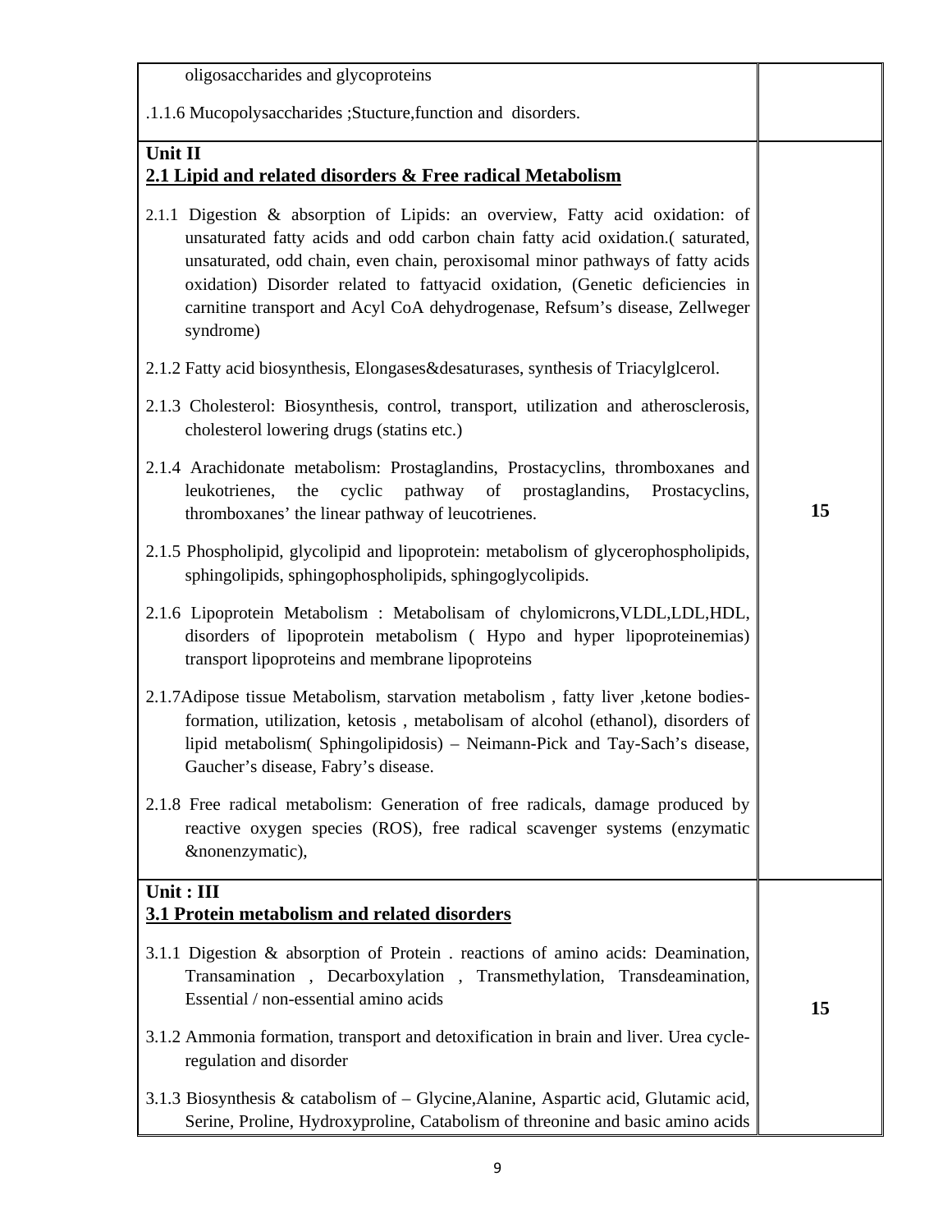| | |
|---|---|
| oligosaccharides and glycoproteins<br><br>.1.1.6 Mucopolysaccharides ;Stucture,function and disorders. | |
| **Unit II**<br>**<u>2.1 Lipid and related disorders & Free radical Metabolism</u>**<br><br>2.1.1 Digestion & absorption of Lipids: an overview, Fatty acid oxidation: of unsaturated fatty acids and odd carbon chain fatty acid oxidation.( saturated, unsaturated, odd chain, even chain, peroxisomal minor pathways of fatty acids oxidation) Disorder related to fattyacid oxidation, (Genetic deficiencies in carnitine transport and Acyl CoA dehydrogenase, Refsum's disease, Zellweger syndrome)<br><br>2.1.2 Fatty acid biosynthesis, Elongases&desaturases, synthesis of Triacylglcerol.<br><br>2.1.3 Cholesterol: Biosynthesis, control, transport, utilization and atherosclerosis, cholesterol lowering drugs (statins etc.)<br><br>2.1.4 Arachidonate metabolism: Prostaglandins, Prostacyclins, thromboxanes and leukotrienes, the cyclic pathway of prostaglandins, Prostacyclins, thromboxanes' the linear pathway of leucotrienes.<br><br>2.1.5 Phospholipid, glycolipid and lipoprotein: metabolism of glycerophospholipids, sphingolipids, sphingophospholipids, sphingoglycolipids.<br><br>2.1.6 Lipoprotein Metabolism : Metabolisam of chylomicrons,VLDL,LDL,HDL, disorders of lipoprotein metabolism ( Hypo and hyper lipoproteinemias) transport lipoproteins and membrane lipoproteins<br><br>2.1.7Adipose tissue Metabolism, starvation metabolism , fatty liver ,ketone bodies-formation, utilization, ketosis , metabolisam of alcohol (ethanol), disorders of lipid metabolism( Sphingolipidosis) – Neimann-Pick and Tay-Sach's disease, Gaucher's disease, Fabry's disease.<br><br>2.1.8 Free radical metabolism: Generation of free radicals, damage produced by reactive oxygen species (ROS), free radical scavenger systems (enzymatic &nonenzymatic), | **15** |
| **Unit : III**<br>**<u>3.1 Protein metabolism and related disorders</u>**<br><br>3.1.1 Digestion & absorption of Protein . reactions of amino acids: Deamination, Transamination , Decarboxylation , Transmethylation, Transdeamination, Essential / non-essential amino acids<br><br>3.1.2 Ammonia formation, transport and detoxification in brain and liver. Urea cycle-regulation and disorder<br><br>3.1.3 Biosynthesis & catabolism of – Glycine,Alanine, Aspartic acid, Glutamic acid, Serine, Proline, Hydroxyproline, Catabolism of threonine and basic amino acids | **15** |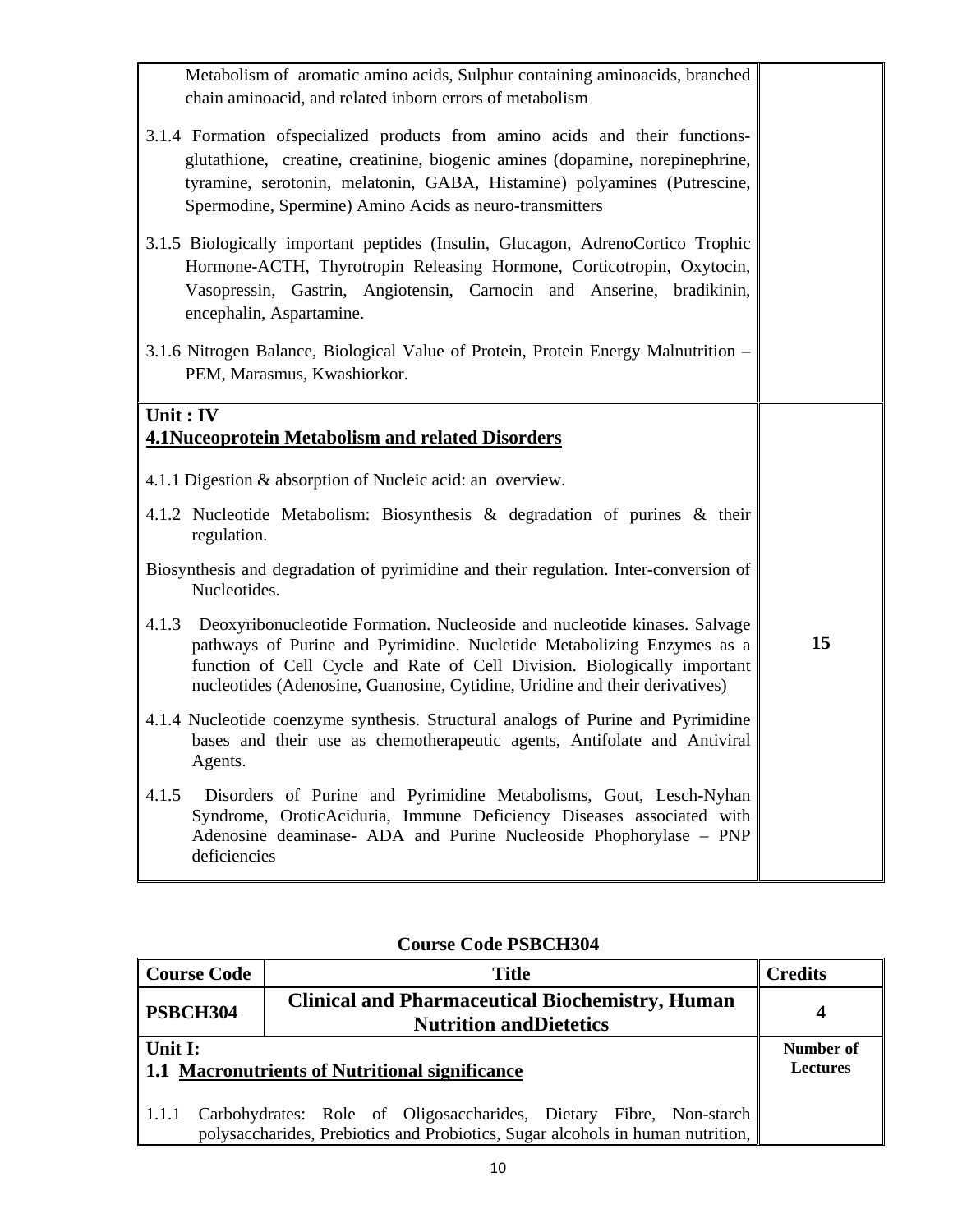| | |
|---|---|
| Metabolism of aromatic amino acids, Sulphur containing aminoacids, branched chain aminoacid, and related inborn errors of metabolism<br><br>3.1.4 Formation ofspecialized products from amino acids and their functions- glutathione, creatine, creatinine, biogenic amines (dopamine, norepinephrine, tyramine, serotonin, melatonin, GABA, Histamine) polyamines (Putrescine, Spermodine, Spermine) Amino Acids as neuro-transmitters<br><br>3.1.5 Biologically important peptides (Insulin, Glucagon, AdrenoCortico Trophic Hormone-ACTH, Thyrotropin Releasing Hormone, Corticotropin, Oxytocin, Vasopressin, Gastrin, Angiotensin, Carnocin and Anserine, bradikinin, encephalin, Aspartamine.<br><br>3.1.6 Nitrogen Balance, Biological Value of Protein, Protein Energy Malnutrition – PEM, Marasmus, Kwashiorkor. | |
| **Unit : IV**<br>**4.1Nuceoprotein Metabolism and related Disorders**<br><br>4.1.1 Digestion & absorption of Nucleic acid: an overview.<br><br>4.1.2 Nucleotide Metabolism: Biosynthesis & degradation of purines & their regulation.<br><br>Biosynthesis and degradation of pyrimidine and their regulation. Inter-conversion of Nucleotides.<br><br>4.1.3 Deoxyribonucleotide Formation. Nucleoside and nucleotide kinases. Salvage pathways of Purine and Pyrimidine. Nucletide Metabolizing Enzymes as a function of Cell Cycle and Rate of Cell Division. Biologically important nucleotides (Adenosine, Guanosine, Cytidine, Uridine and their derivatives)<br><br>4.1.4 Nucleotide coenzyme synthesis. Structural analogs of Purine and Pyrimidine bases and their use as chemotherapeutic agents, Antifolate and Antiviral Agents.<br><br>4.1.5 Disorders of Purine and Pyrimidine Metabolisms, Gout, Lesch-Nyhan Syndrome, OroticAciduria, Immune Deficiency Diseases associated with Adenosine deaminase- ADA and Purine Nucleoside Phophorylase – PNP deficiencies | **15** |

**Course Code PSBCH304**

| Course Code | Title | Credits |
|---|---|---|
| **PSBCH304** | **Clinical and Pharmaceutical Biochemistry, Human Nutrition andDietetics** | **4** |
| **Unit I:**<br>**1.1 Macronutrients of Nutritional significance**<br><br>1.1.1 Carbohydrates: Role of Oligosaccharides, Dietary Fibre, Non-starch polysaccharides, Prebiotics and Probiotics, Sugar alcohols in human nutrition, | | **Number of Lectures** |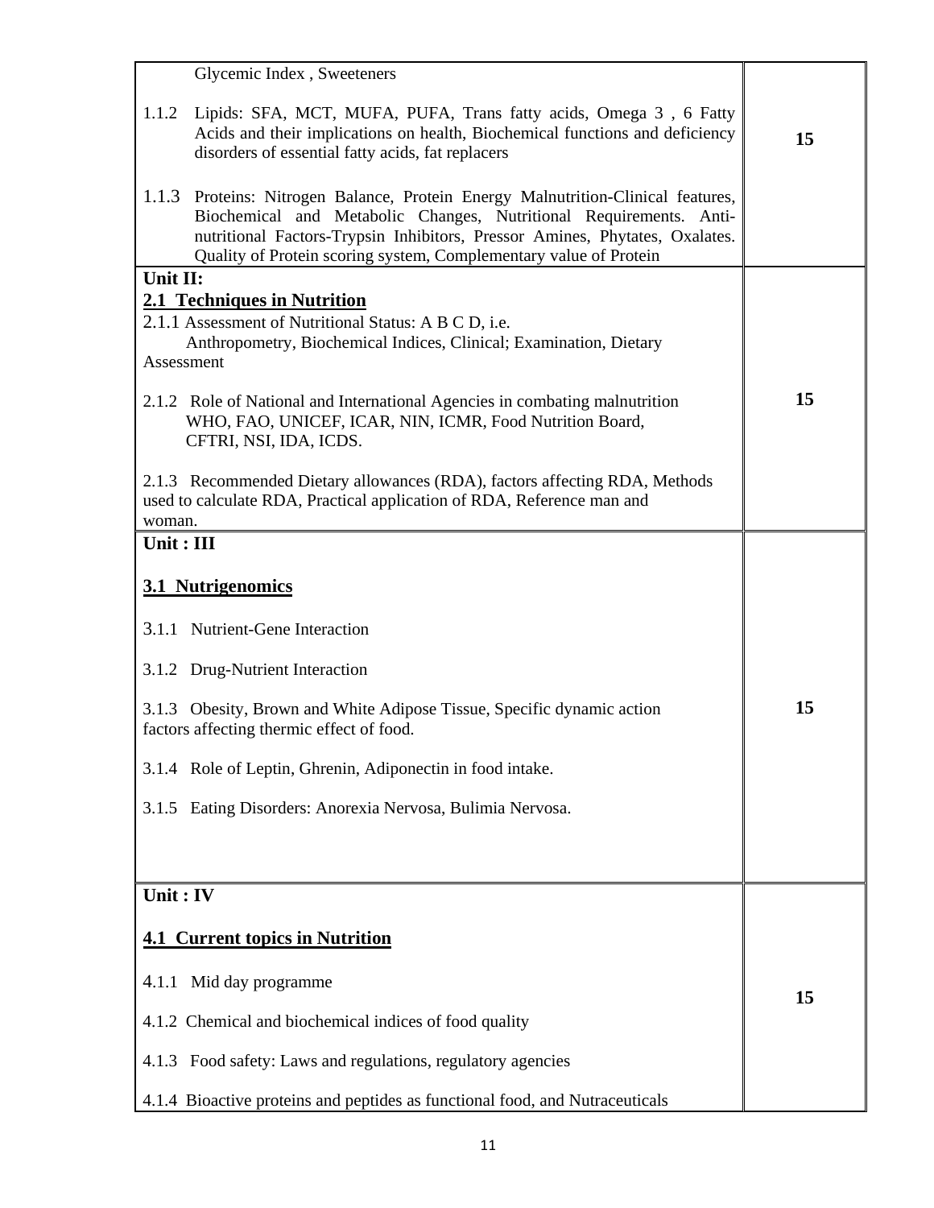| | |
|---|---|
| Glycemic Index , Sweeteners<br><br>1.1.2 Lipids: SFA, MCT, MUFA, PUFA, Trans fatty acids, Omega 3 , 6 Fatty Acids and their implications on health, Biochemical functions and deficiency disorders of essential fatty acids, fat replacers<br><br>1.1.3 Proteins: Nitrogen Balance, Protein Energy Malnutrition-Clinical features, Biochemical and Metabolic Changes, Nutritional Requirements. Anti-nutritional Factors-Trypsin Inhibitors, Pressor Amines, Phytates, Oxalates. Quality of Protein scoring system, Complementary value of Protein | **15** |
| **Unit II:**<br>**2.1 Techniques in Nutrition**<br>2.1.1 Assessment of Nutritional Status: A B C D, i.e. Anthropometry, Biochemical Indices, Clinical; Examination, Dietary Assessment<br><br>2.1.2 Role of National and International Agencies in combating malnutrition WHO, FAO, UNICEF, ICAR, NIN, ICMR, Food Nutrition Board, CFTRI, NSI, IDA, ICDS.<br><br>2.1.3 Recommended Dietary allowances (RDA), factors affecting RDA, Methods used to calculate RDA, Practical application of RDA, Reference man and woman. | **15** |
| **Unit : III**<br><br>**3.1 Nutrigenomics**<br><br>3.1.1 Nutrient-Gene Interaction<br><br>3.1.2 Drug-Nutrient Interaction<br><br>3.1.3 Obesity, Brown and White Adipose Tissue, Specific dynamic action factors affecting thermic effect of food.<br><br>3.1.4 Role of Leptin, Ghrenin, Adiponectin in food intake.<br><br>3.1.5 Eating Disorders: Anorexia Nervosa, Bulimia Nervosa. | **15** |
| **Unit : IV**<br><br>**4.1 Current topics in Nutrition**<br><br>4.1.1 Mid day programme<br><br>4.1.2 Chemical and biochemical indices of food quality<br><br>4.1.3 Food safety: Laws and regulations, regulatory agencies<br><br>4.1.4 Bioactive proteins and peptides as functional food, and Nutraceuticals | **15** |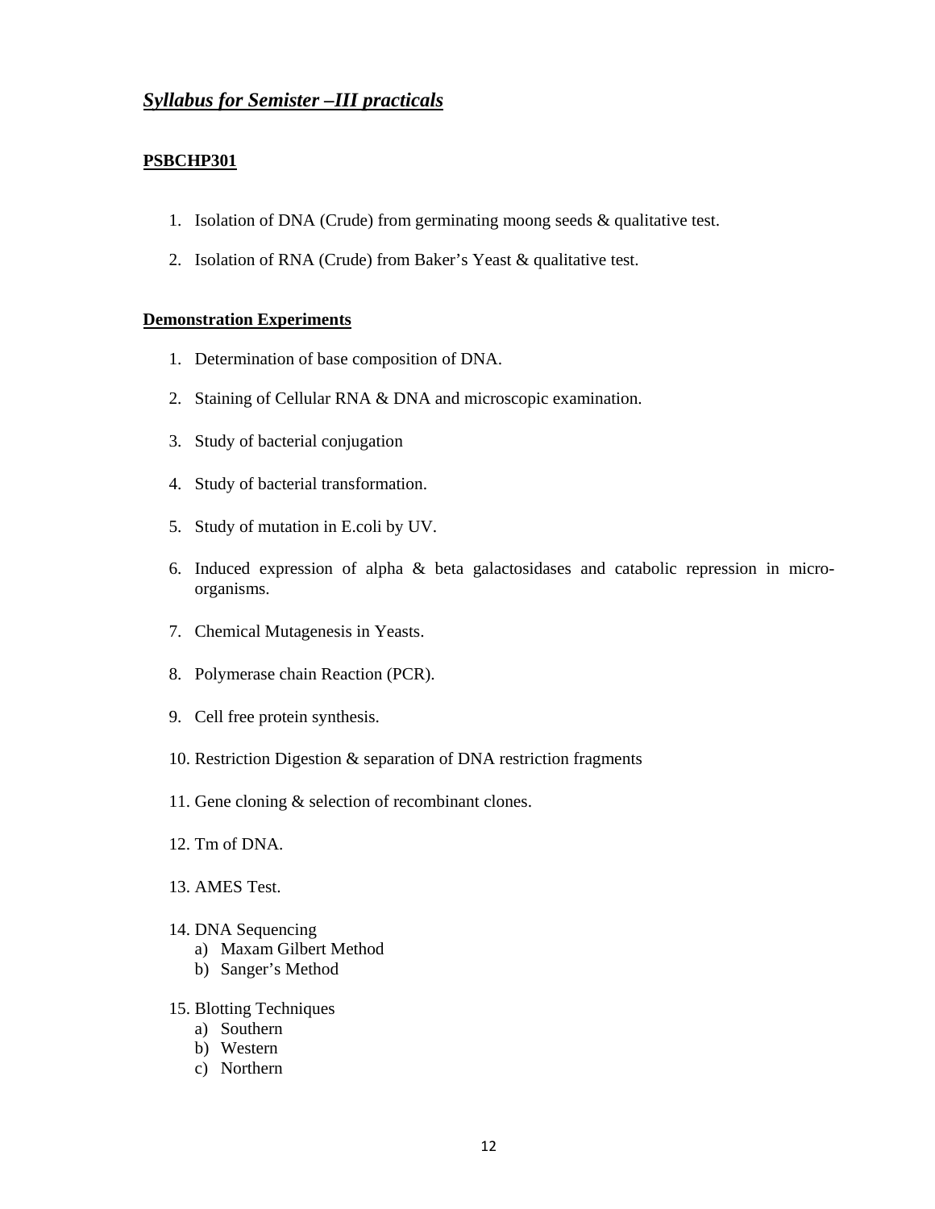## ***Syllabus for Semister –III practicals***

### **PSBCHP301**

1. Isolation of DNA (Crude) from germinating moong seeds & qualitative test.
2. Isolation of RNA (Crude) from Baker's Yeast & qualitative test.

### **Demonstration Experiments**

1. Determination of base composition of DNA.
2. Staining of Cellular RNA & DNA and microscopic examination.
3. Study of bacterial conjugation
4. Study of bacterial transformation.
5. Study of mutation in E.coli by UV.
6. Induced expression of alpha & beta galactosidases and catabolic repression in micro-organisms.
7. Chemical Mutagenesis in Yeasts.
8. Polymerase chain Reaction (PCR).
9. Cell free protein synthesis.
10. Restriction Digestion & separation of DNA restriction fragments
11. Gene cloning & selection of recombinant clones.
12. Tm of DNA.
13. AMES Test.
14. DNA Sequencing
    a) Maxam Gilbert Method
    b) Sanger's Method
15. Blotting Techniques
    a) Southern
    b) Western
    c) Northern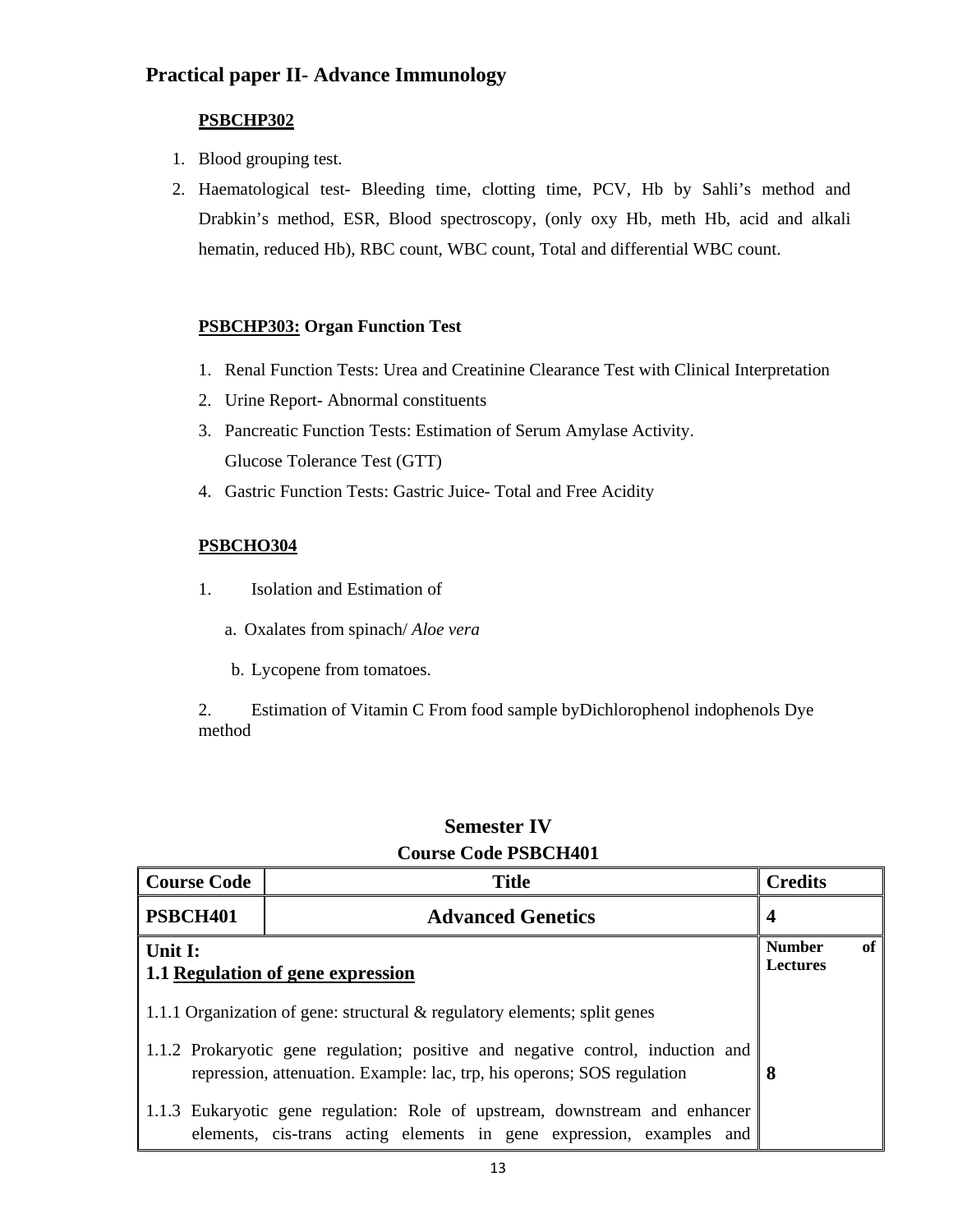## Practical paper II- Advance Immunology

**PSBCHP302**

1. Blood grouping test.
2. Haematological test- Bleeding time, clotting time, PCV, Hb by Sahli's method and Drabkin's method, ESR, Blood spectroscopy, (only oxy Hb, meth Hb, acid and alkali hematin, reduced Hb), RBC count, WBC count, Total and differential WBC count.

**PSBCHP303: Organ Function Test**

1. Renal Function Tests: Urea and Creatinine Clearance Test with Clinical Interpretation
2. Urine Report- Abnormal constituents
3. Pancreatic Function Tests: Estimation of Serum Amylase Activity.
   Glucose Tolerance Test (GTT)
4. Gastric Function Tests: Gastric Juice- Total and Free Acidity

**PSBCHO304**

1. Isolation and Estimation of
   a. Oxalates from spinach/ *Aloe vera*
   b. Lycopene from tomatoes.
2. Estimation of Vitamin C From food sample byDichlorophenol indophenols Dye method

## Semester IV

### Course Code PSBCH401

| Course Code | Title | Credits |
|---|---|---|
| **PSBCH401** | **Advanced Genetics** | **4** |
| **Unit I:**<br>**1.1 Regulation of gene expression**<br><br>1.1.1 Organization of gene: structural & regulatory elements; split genes<br><br>1.1.2 Prokaryotic gene regulation; positive and negative control, induction and repression, attenuation. Example: lac, trp, his operons; SOS regulation<br><br>1.1.3 Eukaryotic gene regulation: Role of upstream, downstream and enhancer elements, cis-trans acting elements in gene expression, examples and | | **Number of Lectures**<br><br>**8** |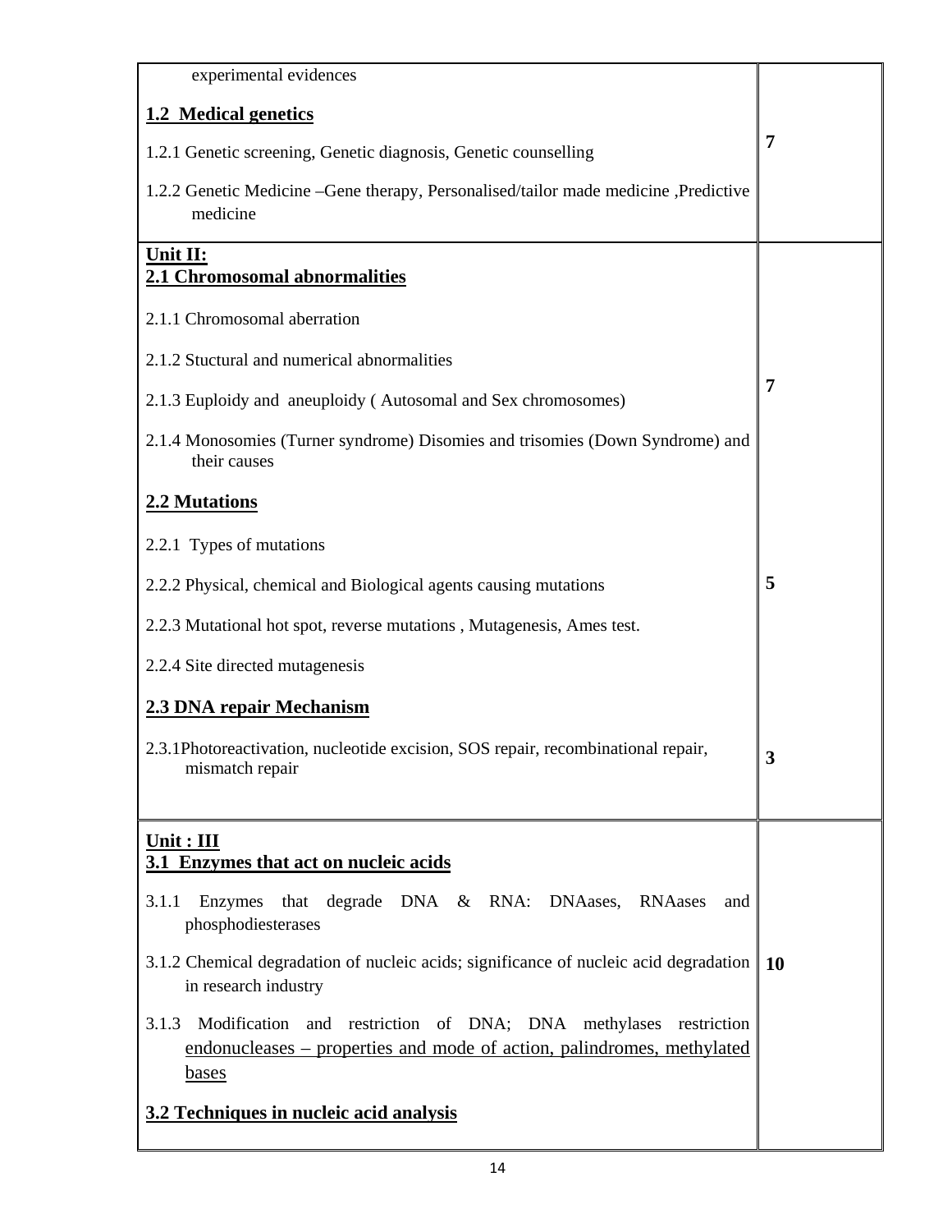| | |
|---|---|
| experimental evidences<br><br>**1.2 Medical genetics**<br><br>1.2.1 Genetic screening, Genetic diagnosis, Genetic counselling<br><br>1.2.2 Genetic Medicine –Gene therapy, Personalised/tailor made medicine ,Predictive medicine | **7** |
| **Unit II:**<br>**2.1 Chromosomal abnormalities**<br><br>2.1.1 Chromosomal aberration<br><br>2.1.2 Stuctural and numerical abnormalities<br><br>2.1.3 Euploidy and aneuploidy ( Autosomal and Sex chromosomes)<br><br>2.1.4 Monosomies (Turner syndrome) Disomies and trisomies (Down Syndrome) and their causes | **7** |
| **2.2 Mutations**<br><br>2.2.1 Types of mutations<br><br>2.2.2 Physical, chemical and Biological agents causing mutations<br><br>2.2.3 Mutational hot spot, reverse mutations , Mutagenesis, Ames test.<br><br>2.2.4 Site directed mutagenesis | **5** |
| **2.3 DNA repair Mechanism**<br><br>2.3.1Photoreactivation, nucleotide excision, SOS repair, recombinational repair, mismatch repair | **3** |
| **Unit : III**<br>**3.1 Enzymes that act on nucleic acids**<br><br>3.1.1 Enzymes that degrade DNA & RNA: DNAases, RNAases and phosphodiesterases<br><br>3.1.2 Chemical degradation of nucleic acids; significance of nucleic acid degradation in research industry<br><br>3.1.3 Modification and restriction of DNA; DNA methylases restriction endonucleases – properties and mode of action, palindromes, methylated bases<br><br>**3.2 Techniques in nucleic acid analysis** | **10** |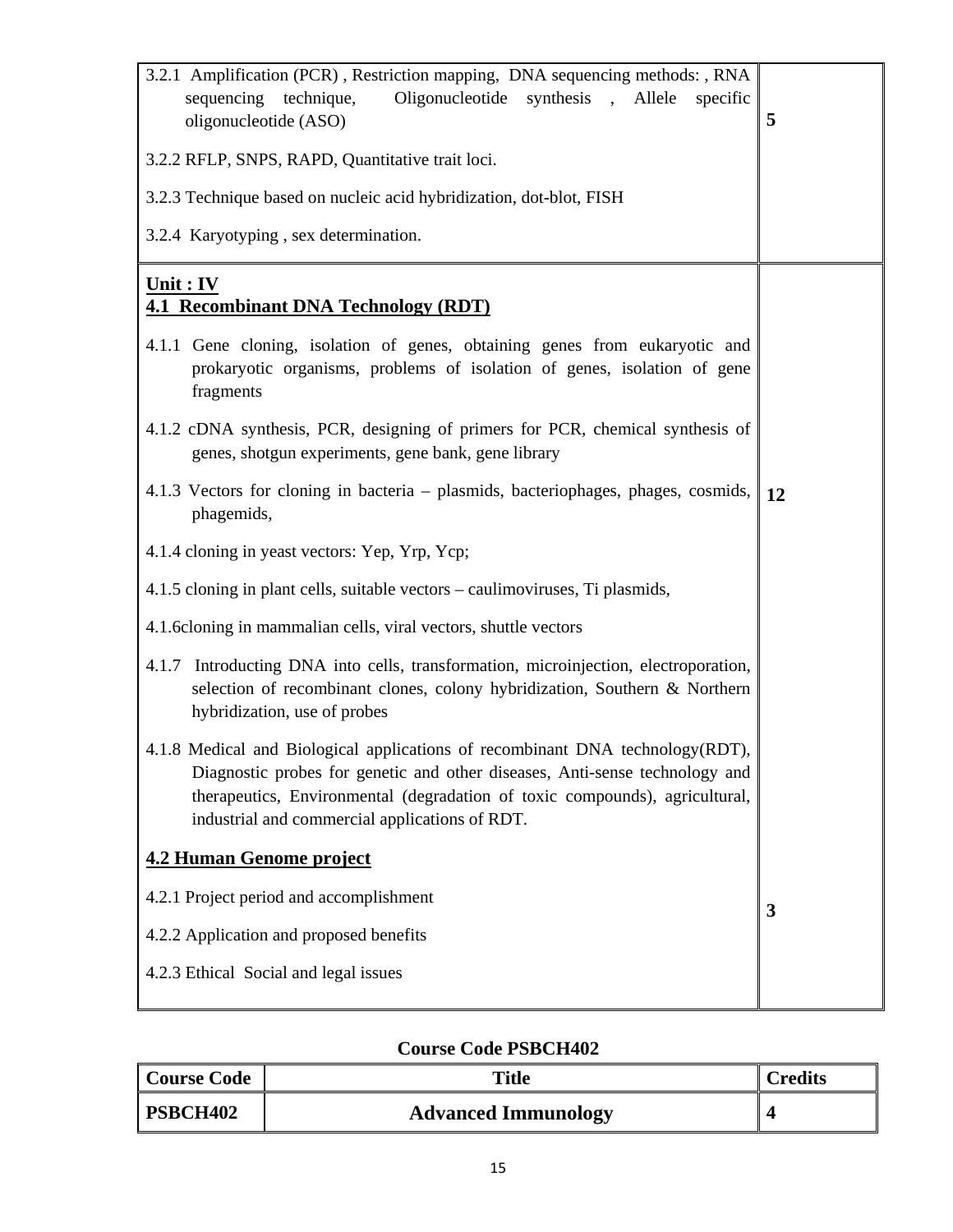| | |
|---|---|
| 3.2.1 Amplification (PCR) , Restriction mapping, DNA sequencing methods: , RNA sequencing technique, Oligonucleotide synthesis , Allele specific oligonucleotide (ASO)<br><br>3.2.2 RFLP, SNPS, RAPD, Quantitative trait loci.<br><br>3.2.3 Technique based on nucleic acid hybridization, dot-blot, FISH<br><br>3.2.4 Karyotyping , sex determination. | **5** |
| **Unit : IV**<br>**4.1 Recombinant DNA Technology (RDT)**<br><br>4.1.1 Gene cloning, isolation of genes, obtaining genes from eukaryotic and prokaryotic organisms, problems of isolation of genes, isolation of gene fragments<br><br>4.1.2 cDNA synthesis, PCR, designing of primers for PCR, chemical synthesis of genes, shotgun experiments, gene bank, gene library<br><br>4.1.3 Vectors for cloning in bacteria – plasmids, bacteriophages, phages, cosmids, phagemids,<br><br>4.1.4 cloning in yeast vectors: Yep, Yrp, Ycp;<br><br>4.1.5 cloning in plant cells, suitable vectors – caulimoviruses, Ti plasmids,<br><br>4.1.6cloning in mammalian cells, viral vectors, shuttle vectors<br><br>4.1.7 Introducting DNA into cells, transformation, microinjection, electroporation, selection of recombinant clones, colony hybridization, Southern & Northern hybridization, use of probes<br><br>4.1.8 Medical and Biological applications of recombinant DNA technology(RDT), Diagnostic probes for genetic and other diseases, Anti-sense technology and therapeutics, Environmental (degradation of toxic compounds), agricultural, industrial and commercial applications of RDT. | **12** |
| **4.2 Human Genome project**<br><br>4.2.1 Project period and accomplishment<br><br>4.2.2 Application and proposed benefits<br><br>4.2.3 Ethical Social and legal issues | **3** |

**Course Code PSBCH402**

| Course Code | Title | Credits |
|---|---|---|
| **PSBCH402** | **Advanced Immunology** | **4** |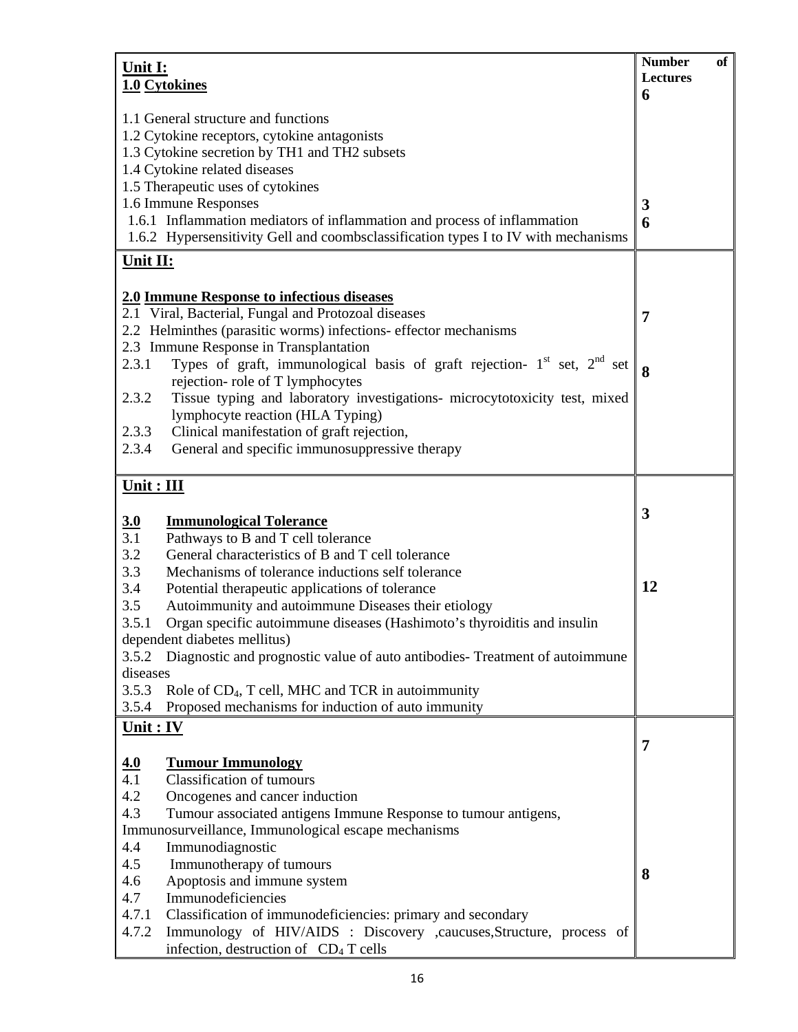| Unit I: <br> 1.0 Cytokines | Number of Lectures |
|---|---|
| 1.1 General structure and functions <br> 1.2 Cytokine receptors, cytokine antagonists <br> 1.3 Cytokine secretion by TH1 and TH2 subsets <br> 1.4 Cytokine related diseases <br> 1.5 Therapeutic uses of cytokines | **6** |
| 1.6 Immune Responses | **3** |
| 1.6.1 Inflammation mediators of inflammation and process of inflammation <br> 1.6.2 Hypersensitivity Gell and coombsclassification types I to IV with mechanisms | **6** |
| **Unit II:** <br><br> **2.0 Immune Response to infectious diseases** <br> 2.1 Viral, Bacterial, Fungal and Protozoal diseases <br> 2.2 Helminthes (parasitic worms) infections- effector mechanisms | **7** |
| 2.3 Immune Response in Transplantation <br> 2.3.1 Types of graft, immunological basis of graft rejection- 1st set, 2nd set rejection- role of T lymphocytes <br> 2.3.2 Tissue typing and laboratory investigations- microcytotoxicity test, mixed lymphocyte reaction (HLA Typing) <br> 2.3.3 Clinical manifestation of graft rejection, <br> 2.3.4 General and specific immunosuppressive therapy | **8** |
| **Unit : III** <br><br> **3.0 Immunological Tolerance** <br> 3.1 Pathways to B and T cell tolerance <br> 3.2 General characteristics of B and T cell tolerance <br> 3.3 Mechanisms of tolerance inductions self tolerance | **3** |
| 3.4 Potential therapeutic applications of tolerance <br> 3.5 Autoimmunity and autoimmune Diseases their etiology <br> 3.5.1 Organ specific autoimmune diseases (Hashimoto's thyroiditis and insulin dependent diabetes mellitus) <br> 3.5.2 Diagnostic and prognostic value of auto antibodies- Treatment of autoimmune diseases <br> 3.5.3 Role of $CD_4$, T cell, MHC and TCR in autoimmunity <br> 3.5.4 Proposed mechanisms for induction of auto immunity | **12** |
| **Unit : IV** <br><br> **4.0 Tumour Immunology** <br> 4.1 Classification of tumours <br> 4.2 Oncogenes and cancer induction <br> 4.3 Tumour associated antigens Immune Response to tumour antigens, Immunosurveillance, Immunological escape mechanisms <br> 4.4 Immunodiagnostic <br> 4.5 Immunotherapy of tumours | **7** |
| 4.6 Apoptosis and immune system <br> 4.7 Immunodeficiencies <br> 4.7.1 Classification of immunodeficiencies: primary and secondary <br> 4.7.2 Immunology of HIV/AIDS : Discovery ,caucuses,Structure, process of infection, destruction of $CD_4$ T cells | **8** |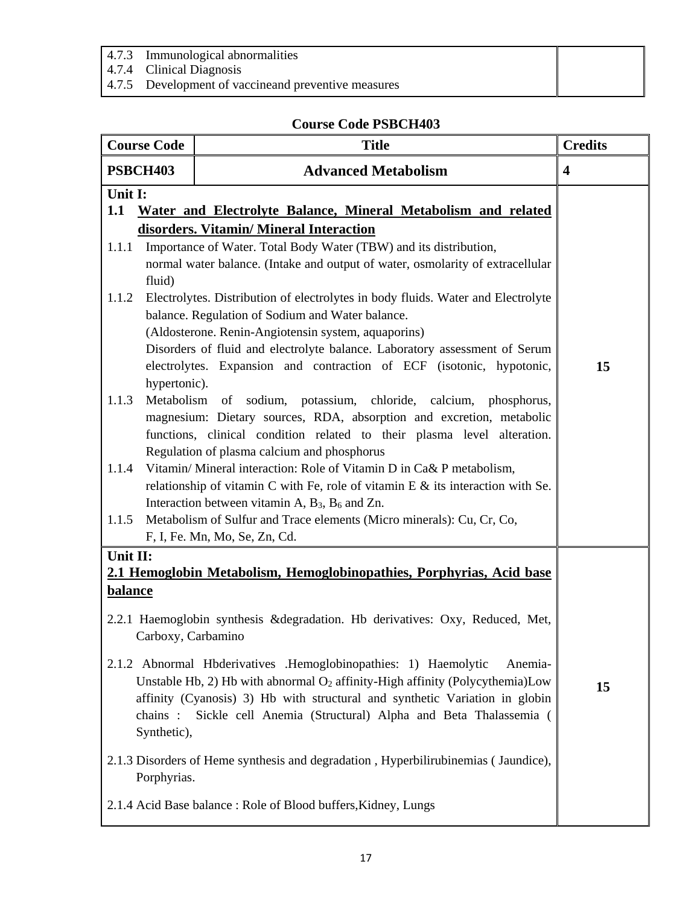| 4.7.3 Immunological abnormalities<br>4.7.4 Clinical Diagnosis<br>4.7.5 Development of vaccineand preventive measures | |
|---|---|

## Course Code PSBCH403

| Course Code | Title | Credits |
|---|---|---|
| **PSBCH403** | **Advanced Metabolism** | **4** |
| **Unit I:**<br>**1.1 Water and Electrolyte Balance, Mineral Metabolism and related disorders. Vitamin/ Mineral Interaction**<br>1.1.1 Importance of Water. Total Body Water (TBW) and its distribution, normal water balance. (Intake and output of water, osmolarity of extracellular fluid)<br>1.1.2 Electrolytes. Distribution of electrolytes in body fluids. Water and Electrolyte balance. Regulation of Sodium and Water balance. (Aldosterone. Renin-Angiotensin system, aquaporins) Disorders of fluid and electrolyte balance. Laboratory assessment of Serum electrolytes. Expansion and contraction of ECF (isotonic, hypotonic, hypertonic).<br>1.1.3 Metabolism of sodium, potassium, chloride, calcium, phosphorus, magnesium: Dietary sources, RDA, absorption and excretion, metabolic functions, clinical condition related to their plasma level alteration. Regulation of plasma calcium and phosphorus<br>1.1.4 Vitamin/ Mineral interaction: Role of Vitamin D in Ca& P metabolism, relationship of vitamin C with Fe, role of vitamin E & its interaction with Se. Interaction between vitamin A, $B_3$, $B_6$ and Zn.<br>1.1.5 Metabolism of Sulfur and Trace elements (Micro minerals): Cu, Cr, Co, F, I, Fe. Mn, Mo, Se, Zn, Cd. | | 15 |
| **Unit II:**<br>**2.1 Hemoglobin Metabolism, Hemoglobinopathies, Porphyrias, Acid base balance**<br>2.2.1 Haemoglobin synthesis &degradation. Hb derivatives: Oxy, Reduced, Met, Carboxy, Carbamino<br>2.1.2 Abnormal Hbderivatives .Hemoglobinopathies: 1) Haemolytic Anemia- Unstable Hb, 2) Hb with abnormal $O_2$ affinity-High affinity (Polycythemia)Low affinity (Cyanosis) 3) Hb with structural and synthetic Variation in globin chains : Sickle cell Anemia (Structural) Alpha and Beta Thalassemia ( Synthetic),<br>2.1.3 Disorders of Heme synthesis and degradation , Hyperbilirubinemias ( Jaundice), Porphyrias.<br>2.1.4 Acid Base balance : Role of Blood buffers,Kidney, Lungs | | 15 |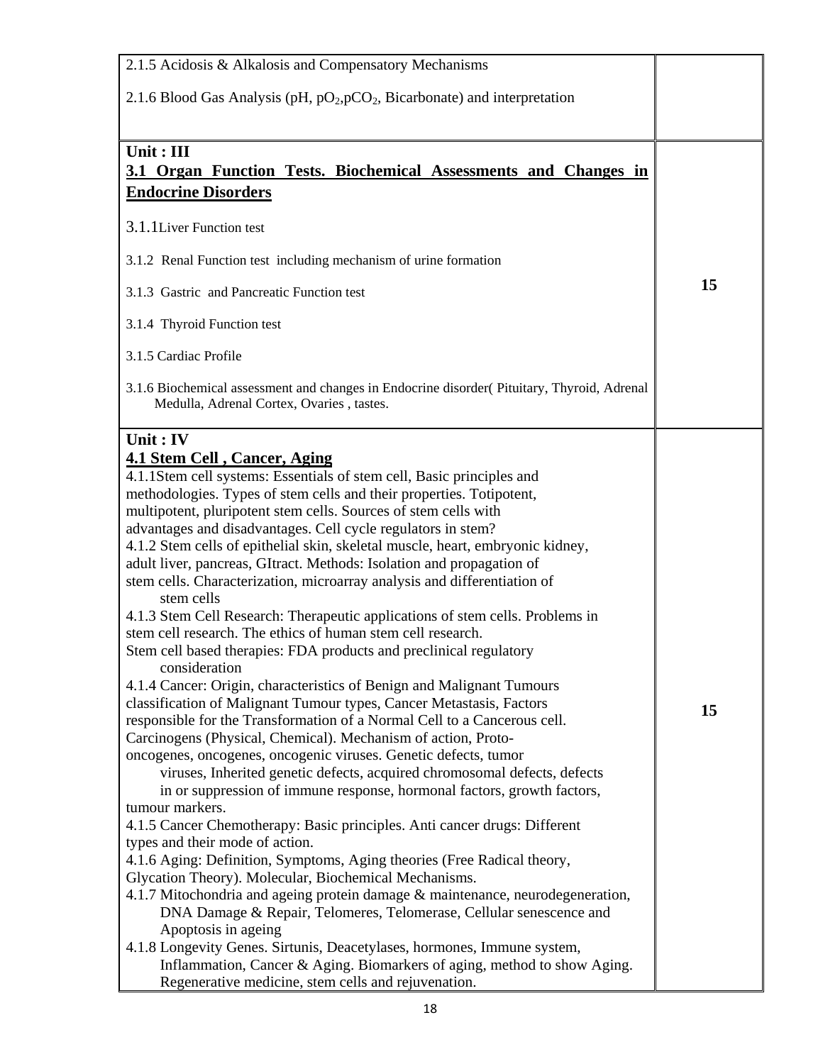| | |
|---|---|
| 2.1.5 Acidosis & Alkalosis and Compensatory Mechanisms<br><br>2.1.6 Blood Gas Analysis (pH, $pO_2$,$pCO_2$, Bicarbonate) and interpretation | |
| **Unit : III**<br>**<u>3.1 Organ Function Tests. Biochemical Assessments and Changes in Endocrine Disorders</u>**<br><br>3.1.1Liver Function test<br><br>3.1.2 Renal Function test including mechanism of urine formation<br><br>3.1.3 Gastric and Pancreatic Function test<br><br>3.1.4 Thyroid Function test<br><br>3.1.5 Cardiac Profile<br><br>3.1.6 Biochemical assessment and changes in Endocrine disorder( Pituitary, Thyroid, Adrenal Medulla, Adrenal Cortex, Ovaries , tastes. | **15** |
| **Unit : IV**<br>**<u>4.1 Stem Cell , Cancer, Aging</u>**<br>4.1.1Stem cell systems: Essentials of stem cell, Basic principles and methodologies. Types of stem cells and their properties. Totipotent, multipotent, pluripotent stem cells. Sources of stem cells with advantages and disadvantages. Cell cycle regulators in stem?<br>4.1.2 Stem cells of epithelial skin, skeletal muscle, heart, embryonic kidney, adult liver, pancreas, GItract. Methods: Isolation and propagation of stem cells. Characterization, microarray analysis and differentiation of stem cells<br>4.1.3 Stem Cell Research: Therapeutic applications of stem cells. Problems in stem cell research. The ethics of human stem cell research.<br>Stem cell based therapies: FDA products and preclinical regulatory consideration<br>4.1.4 Cancer: Origin, characteristics of Benign and Malignant Tumours classification of Malignant Tumour types, Cancer Metastasis, Factors responsible for the Transformation of a Normal Cell to a Cancerous cell. Carcinogens (Physical, Chemical). Mechanism of action, Proto-oncogenes, oncogenes, oncogenic viruses. Genetic defects, tumor viruses, Inherited genetic defects, acquired chromosomal defects, defects in or suppression of immune response, hormonal factors, growth factors, tumour markers.<br>4.1.5 Cancer Chemotherapy: Basic principles. Anti cancer drugs: Different types and their mode of action.<br>4.1.6 Aging: Definition, Symptoms, Aging theories (Free Radical theory, Glycation Theory). Molecular, Biochemical Mechanisms.<br>4.1.7 Mitochondria and ageing protein damage & maintenance, neurodegeneration, DNA Damage & Repair, Telomeres, Telomerase, Cellular senescence and Apoptosis in ageing<br>4.1.8 Longevity Genes. Sirtunis, Deacetylases, hormones, Immune system, Inflammation, Cancer & Aging. Biomarkers of aging, method to show Aging. Regenerative medicine, stem cells and rejuvenation. | **15** |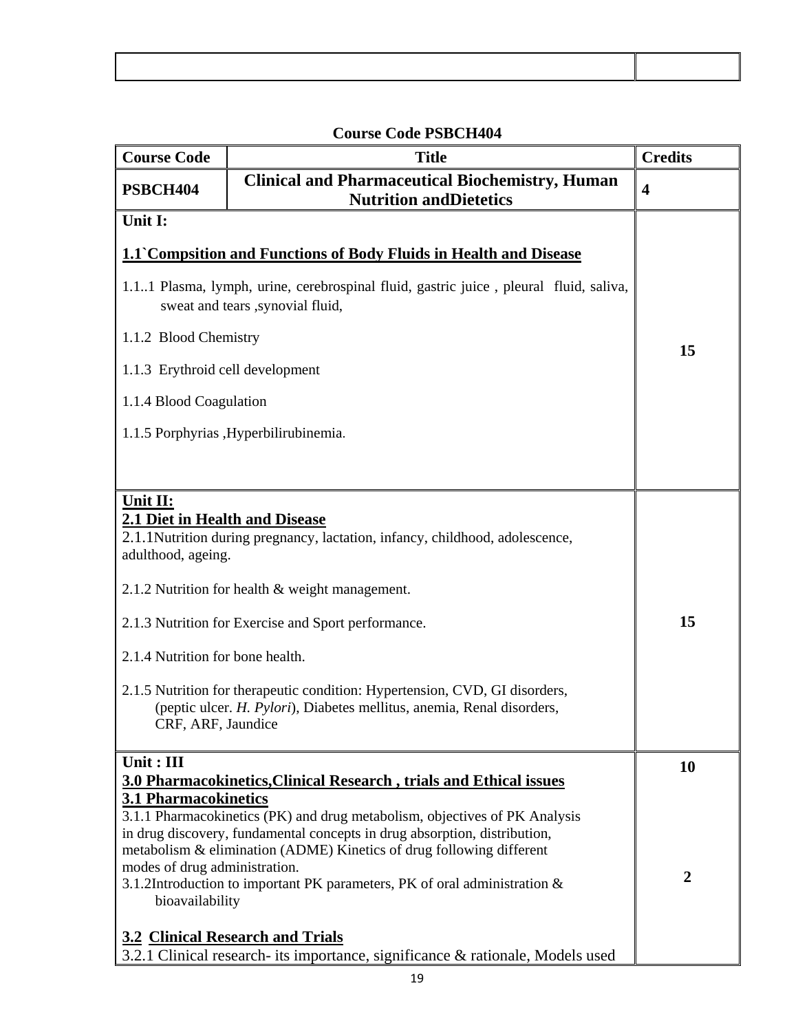| | |
|---|---|
| | |

**Course Code PSBCH404**

| Course Code | Title | Credits |
|---|---|---|
| **PSBCH404** | **Clinical and Pharmaceutical Biochemistry, Human Nutrition andDietetics** | **4** |
| **Unit I:**<br><br>**1.1`Compsition and Functions of Body Fluids in Health and Disease**<br><br>1.1..1 Plasma, lymph, urine, cerebrospinal fluid, gastric juice , pleural fluid, saliva, sweat and tears ,synovial fluid,<br><br>1.1.2 Blood Chemistry<br><br>1.1.3 Erythroid cell development<br><br>1.1.4 Blood Coagulation<br><br>1.1.5 Porphyrias ,Hyperbilirubinemia. | | **15** |
| **Unit II:**<br>**2.1 Diet in Health and Disease**<br>2.1.1Nutrition during pregnancy, lactation, infancy, childhood, adolescence, adulthood, ageing.<br><br>2.1.2 Nutrition for health & weight management.<br><br>2.1.3 Nutrition for Exercise and Sport performance.<br><br>2.1.4 Nutrition for bone health.<br><br>2.1.5 Nutrition for therapeutic condition: Hypertension, CVD, GI disorders, (peptic ulcer. *H. Pylori*), Diabetes mellitus, anemia, Renal disorders, CRF, ARF, Jaundice | | **15** |
| **Unit : III**<br>**3.0 Pharmacokinetics,Clinical Research , trials and Ethical issues**<br>**3.1 Pharmacokinetics**<br>3.1.1 Pharmacokinetics (PK) and drug metabolism, objectives of PK Analysis in drug discovery, fundamental concepts in drug absorption, distribution, metabolism & elimination (ADME) Kinetics of drug following different modes of drug administration.<br>3.1.2Introduction to important PK parameters, PK of oral administration & bioavailability<br><br>**3.2 Clinical Research and Trials**<br>3.2.1 Clinical research- its importance, significance & rationale, Models used | | **10**<br><br><br><br><br>**2** |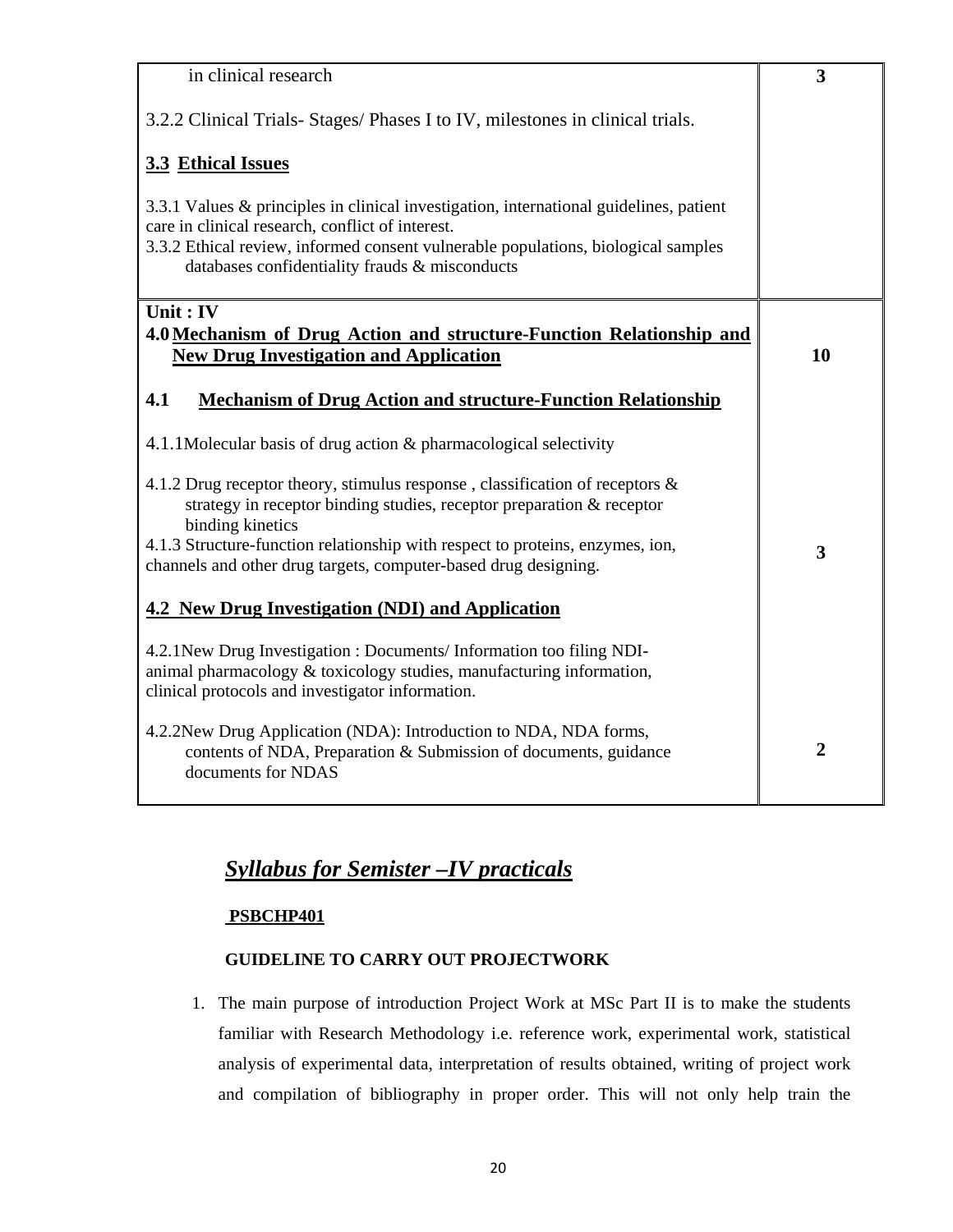| | |
|---|---|
| in clinical research<br><br>3.2.2 Clinical Trials- Stages/ Phases I to IV, milestones in clinical trials.<br><br>**3.3 Ethical Issues**<br><br>3.3.1 Values & principles in clinical investigation, international guidelines, patient care in clinical research, conflict of interest.<br>3.3.2 Ethical review, informed consent vulnerable populations, biological samples databases confidentiality frauds & misconducts | **3** |
| **Unit : IV**<br>**4.0 Mechanism of Drug Action and structure-Function Relationship and New Drug Investigation and Application** | **10** |
| **4.1 Mechanism of Drug Action and structure-Function Relationship**<br><br>4.1.1Molecular basis of drug action & pharmacological selectivity<br><br>4.1.2 Drug receptor theory, stimulus response , classification of receptors & strategy in receptor binding studies, receptor preparation & receptor binding kinetics<br>4.1.3 Structure-function relationship with respect to proteins, enzymes, ion, channels and other drug targets, computer-based drug designing. | **3** |
| **4.2 New Drug Investigation (NDI) and Application**<br><br>4.2.1New Drug Investigation : Documents/ Information too filing NDI- animal pharmacology & toxicology studies, manufacturing information, clinical protocols and investigator information.<br><br>4.2.2New Drug Application (NDA): Introduction to NDA, NDA forms, contents of NDA, Preparation & Submission of documents, guidance documents for NDAS | **2** |

## ***Syllabus for Semister –IV practicals***

**PSBCHP401**

**GUIDELINE TO CARRY OUT PROJECTWORK**

1. The main purpose of introduction Project Work at MSc Part II is to make the students familiar with Research Methodology i.e. reference work, experimental work, statistical analysis of experimental data, interpretation of results obtained, writing of project work and compilation of bibliography in proper order. This will not only help train the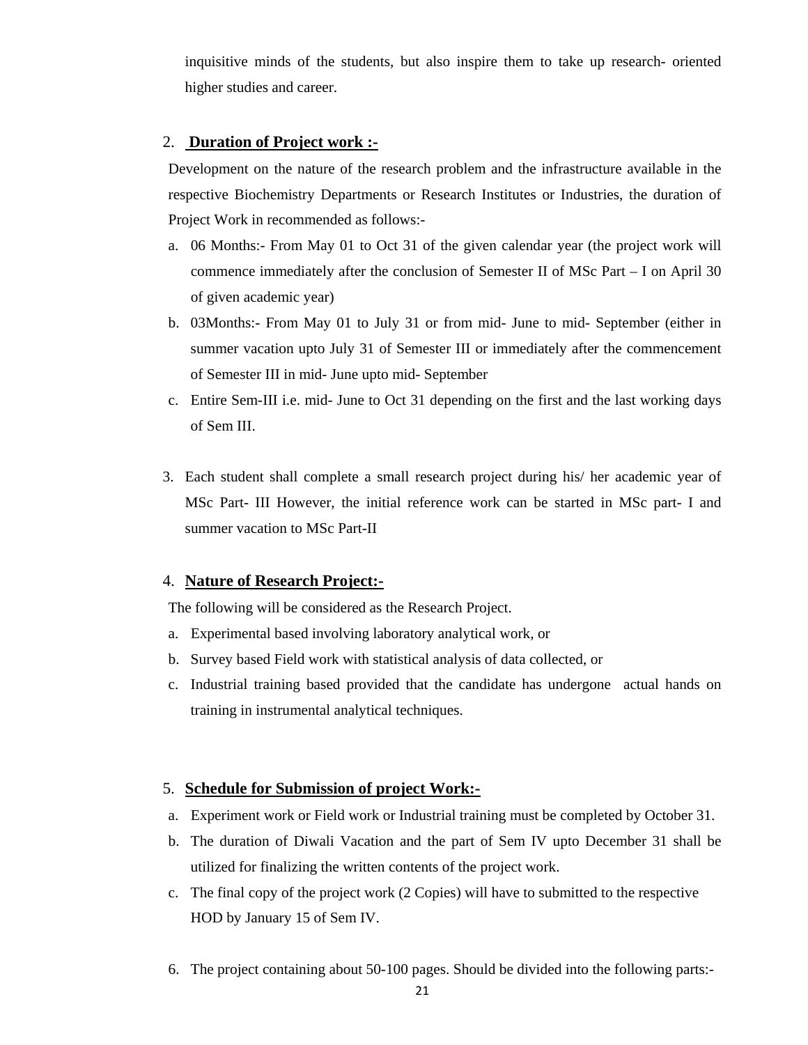inquisitive minds of the students, but also inspire them to take up research- oriented higher studies and career.

2. **Duration of Project work :-**

Development on the nature of the research problem and the infrastructure available in the respective Biochemistry Departments or Research Institutes or Industries, the duration of Project Work in recommended as follows:-

a. 06 Months:- From May 01 to Oct 31 of the given calendar year (the project work will commence immediately after the conclusion of Semester II of MSc Part – I on April 30 of given academic year)
b. 03Months:- From May 01 to July 31 or from mid- June to mid- September (either in summer vacation upto July 31 of Semester III or immediately after the commencement of Semester III in mid- June upto mid- September
c. Entire Sem-III i.e. mid- June to Oct 31 depending on the first and the last working days of Sem III.

3. Each student shall complete a small research project during his/ her academic year of MSc Part- III However, the initial reference work can be started in MSc part- I and summer vacation to MSc Part-II

4. **Nature of Research Project:-**

The following will be considered as the Research Project.

a. Experimental based involving laboratory analytical work, or
b. Survey based Field work with statistical analysis of data collected, or
c. Industrial training based provided that the candidate has undergone actual hands on training in instrumental analytical techniques.

5. **Schedule for Submission of project Work:-**

a. Experiment work or Field work or Industrial training must be completed by October 31.
b. The duration of Diwali Vacation and the part of Sem IV upto December 31 shall be utilized for finalizing the written contents of the project work.
c. The final copy of the project work (2 Copies) will have to submitted to the respective HOD by January 15 of Sem IV.

6. The project containing about 50-100 pages. Should be divided into the following parts:-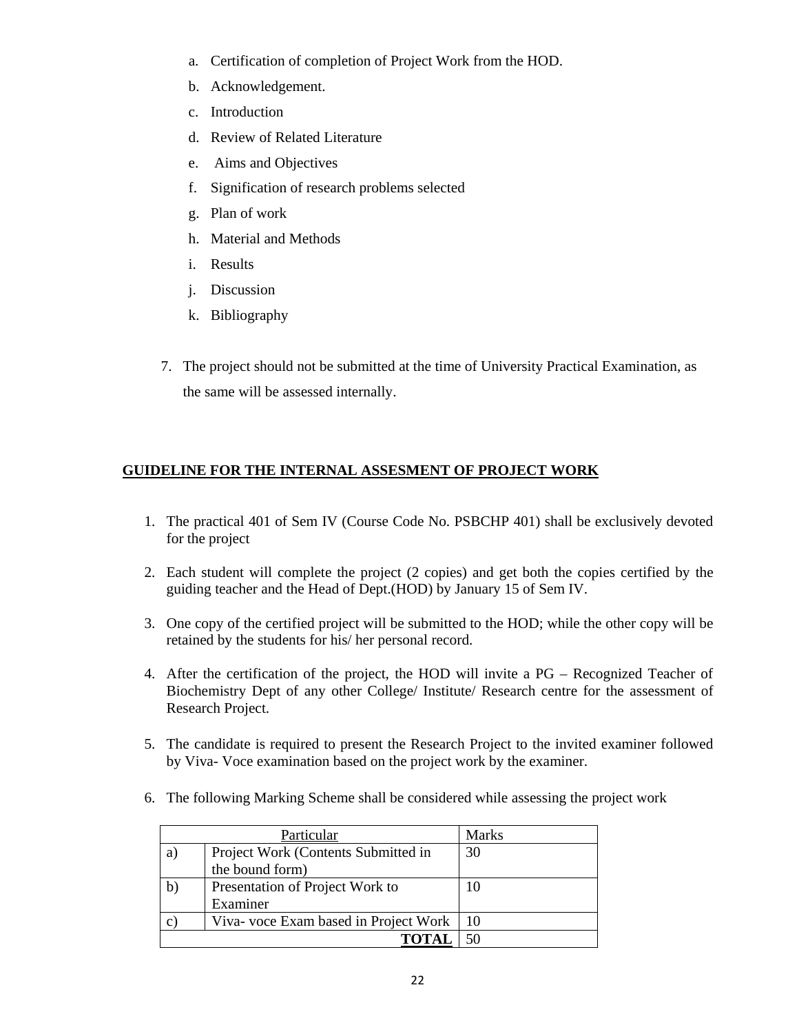a. Certification of completion of Project Work from the HOD.
b. Acknowledgement.
c. Introduction
d. Review of Related Literature
e. Aims and Objectives
f. Signification of research problems selected
g. Plan of work
h. Material and Methods
i. Results
j. Discussion
k. Bibliography

7. The project should not be submitted at the time of University Practical Examination, as the same will be assessed internally.

## GUIDELINE FOR THE INTERNAL ASSESMENT OF PROJECT WORK

1. The practical 401 of Sem IV (Course Code No. PSBCHP 401) shall be exclusively devoted for the project
2. Each student will complete the project (2 copies) and get both the copies certified by the guiding teacher and the Head of Dept.(HOD) by January 15 of Sem IV.
3. One copy of the certified project will be submitted to the HOD; while the other copy will be retained by the students for his/ her personal record.
4. After the certification of the project, the HOD will invite a PG – Recognized Teacher of Biochemistry Dept of any other College/ Institute/ Research centre for the assessment of Research Project.
5. The candidate is required to present the Research Project to the invited examiner followed by Viva- Voce examination based on the project work by the examiner.
6. The following Marking Scheme shall be considered while assessing the project work

| Particular | | Marks |
|---|---|---|
| a) | Project Work (Contents Submitted in the bound form) | 30 |
| b) | Presentation of Project Work to Examiner | 10 |
| c) | Viva- voce Exam based in Project Work | 10 |
| | **TOTAL** | 50 |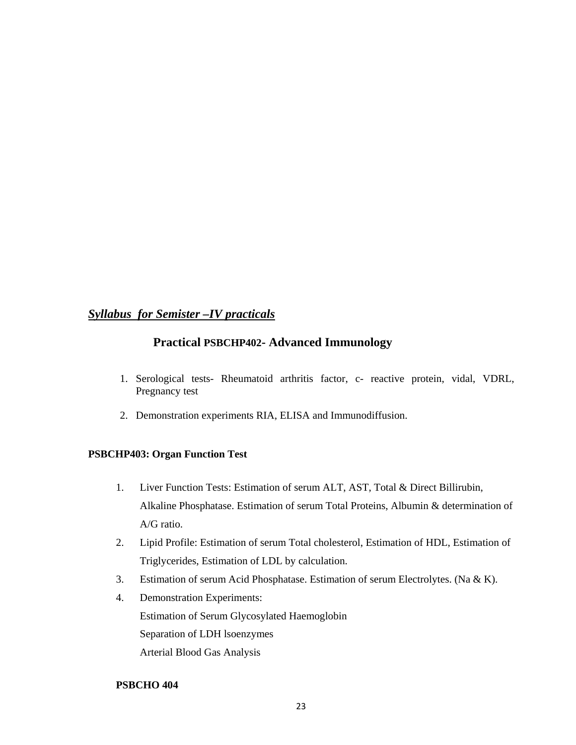***Syllabus for Semister –IV practicals***

## Practical PSBCHP402- Advanced Immunology

1. Serological tests- Rheumatoid arthritis factor, c- reactive protein, vidal, VDRL, Pregnancy test
2. Demonstration experiments RIA, ELISA and Immunodiffusion.

**PSBCHP403: Organ Function Test**

1. Liver Function Tests: Estimation of serum ALT, AST, Total & Direct Billirubin, Alkaline Phosphatase. Estimation of serum Total Proteins, Albumin & determination of A/G ratio.
2. Lipid Profile: Estimation of serum Total cholesterol, Estimation of HDL, Estimation of Triglycerides, Estimation of LDL by calculation.
3. Estimation of serum Acid Phosphatase. Estimation of serum Electrolytes. (Na & K).
4. Demonstration Experiments:
   Estimation of Serum Glycosylated Haemoglobin
   Separation of LDH lsoenzymes
   Arterial Blood Gas Analysis

**PSBCHO 404**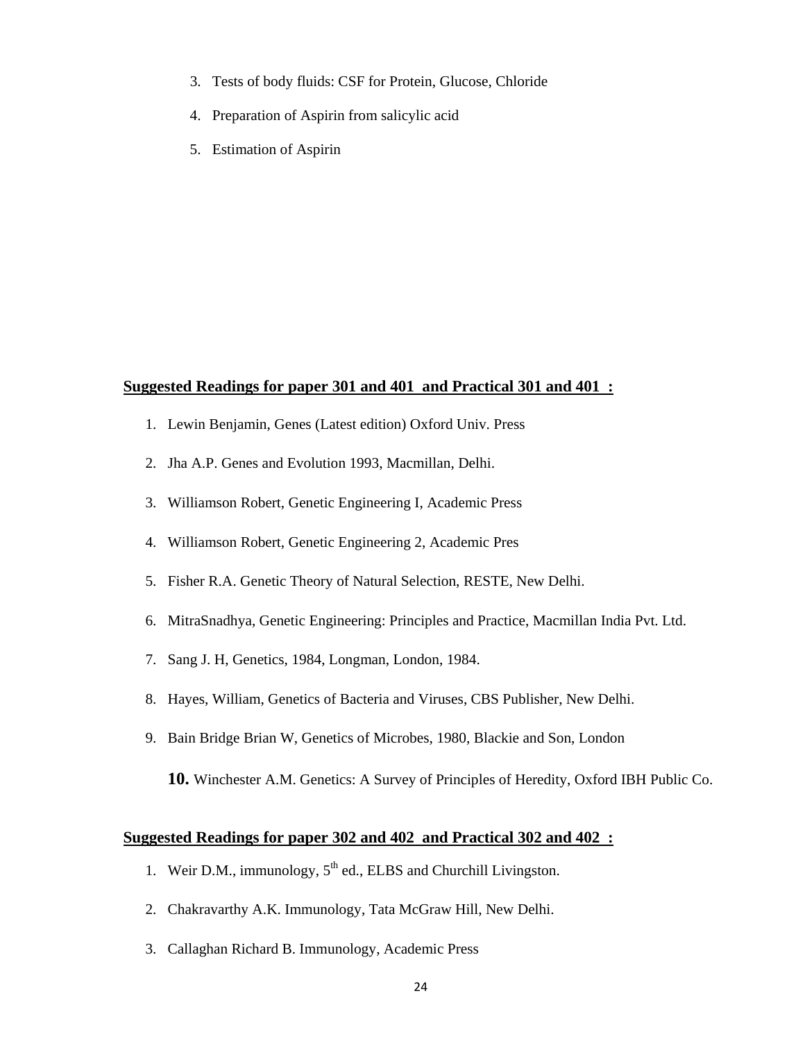3. Tests of body fluids: CSF for Protein, Glucose, Chloride
4. Preparation of Aspirin from salicylic acid
5. Estimation of Aspirin

**Suggested Readings for paper 301 and 401 and Practical 301 and 401 :**

1. Lewin Benjamin, Genes (Latest edition) Oxford Univ. Press
2. Jha A.P. Genes and Evolution 1993, Macmillan, Delhi.
3. Williamson Robert, Genetic Engineering I, Academic Press
4. Williamson Robert, Genetic Engineering 2, Academic Pres
5. Fisher R.A. Genetic Theory of Natural Selection, RESTE, New Delhi.
6. MitraSnadhya, Genetic Engineering: Principles and Practice, Macmillan India Pvt. Ltd.
7. Sang J. H, Genetics, 1984, Longman, London, 1984.
8. Hayes, William, Genetics of Bacteria and Viruses, CBS Publisher, New Delhi.
9. Bain Bridge Brian W, Genetics of Microbes, 1980, Blackie and Son, London
10. Winchester A.M. Genetics: A Survey of Principles of Heredity, Oxford IBH Public Co.

**Suggested Readings for paper 302 and 402 and Practical 302 and 402 :**

1. Weir D.M., immunology, 5th ed., ELBS and Churchill Livingston.
2. Chakravarthy A.K. Immunology, Tata McGraw Hill, New Delhi.
3. Callaghan Richard B. Immunology, Academic Press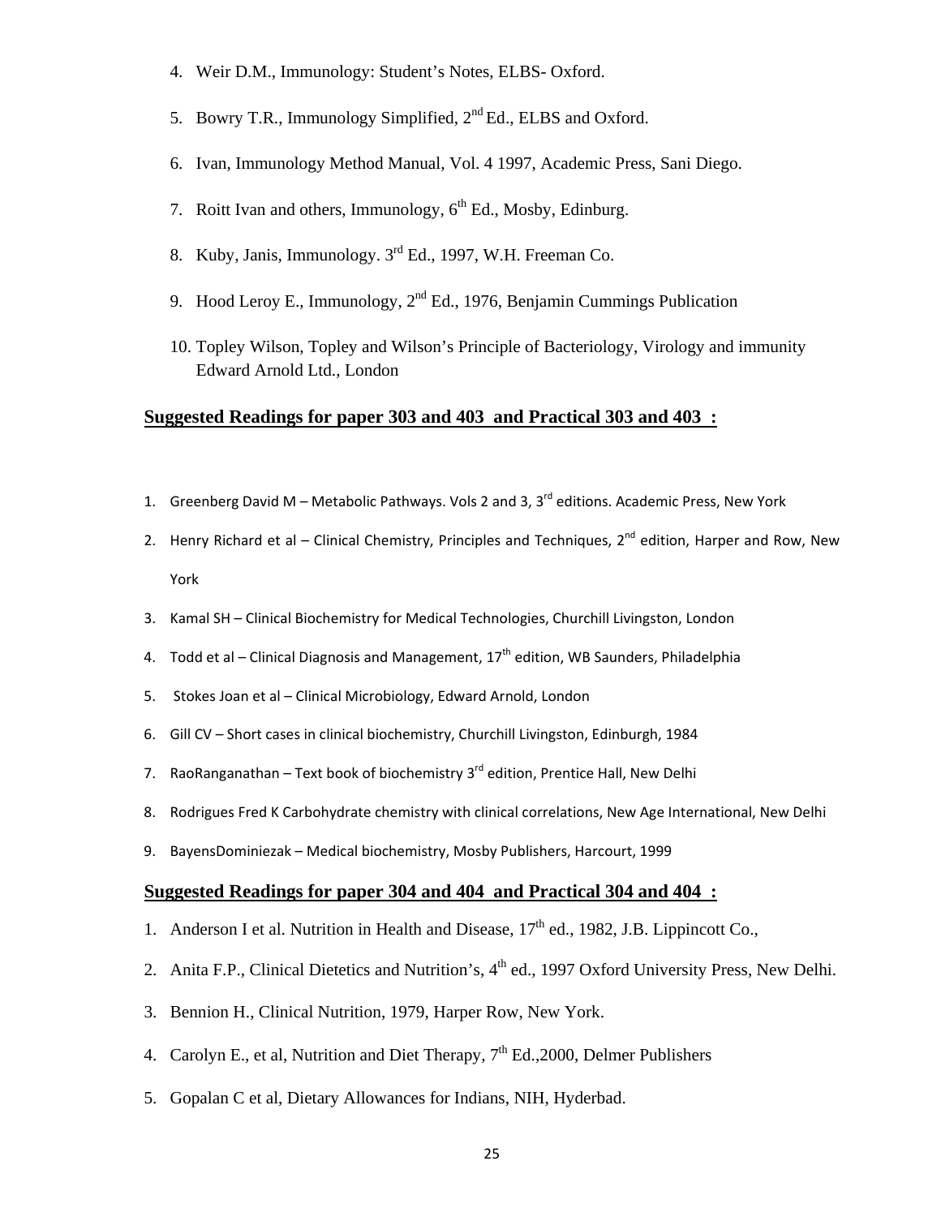4. Weir D.M., Immunology: Student's Notes, ELBS- Oxford.

5. Bowry T.R., Immunology Simplified, 2nd Ed., ELBS and Oxford.

6. Ivan, Immunology Method Manual, Vol. 4 1997, Academic Press, Sani Diego.

7. Roitt Ivan and others, Immunology, 6th Ed., Mosby, Edinburg.

8. Kuby, Janis, Immunology. 3rd Ed., 1997, W.H. Freeman Co.

9. Hood Leroy E., Immunology, 2nd Ed., 1976, Benjamin Cummings Publication

10. Topley Wilson, Topley and Wilson's Principle of Bacteriology, Virology and immunity Edward Arnold Ltd., London

## Suggested Readings for paper 303 and 403 and Practical 303 and 403 :

1. Greenberg David M – Metabolic Pathways. Vols 2 and 3, 3rd editions. Academic Press, New York
2. Henry Richard et al – Clinical Chemistry, Principles and Techniques, 2nd edition, Harper and Row, New York
3. Kamal SH – Clinical Biochemistry for Medical Technologies, Churchill Livingston, London
4. Todd et al – Clinical Diagnosis and Management, 17th edition, WB Saunders, Philadelphia
5. Stokes Joan et al – Clinical Microbiology, Edward Arnold, London
6. Gill CV – Short cases in clinical biochemistry, Churchill Livingston, Edinburgh, 1984
7. RaoRanganathan – Text book of biochemistry 3rd edition, Prentice Hall, New Delhi
8. Rodrigues Fred K Carbohydrate chemistry with clinical correlations, New Age International, New Delhi
9. BayensDominiezak – Medical biochemistry, Mosby Publishers, Harcourt, 1999

## Suggested Readings for paper 304 and 404 and Practical 304 and 404 :

1. Anderson I et al. Nutrition in Health and Disease, 17th ed., 1982, J.B. Lippincott Co.,
2. Anita F.P., Clinical Dietetics and Nutrition's, 4th ed., 1997 Oxford University Press, New Delhi.
3. Bennion H., Clinical Nutrition, 1979, Harper Row, New York.
4. Carolyn E., et al, Nutrition and Diet Therapy, 7th Ed.,2000, Delmer Publishers
5. Gopalan C et al, Dietary Allowances for Indians, NIH, Hyderbad.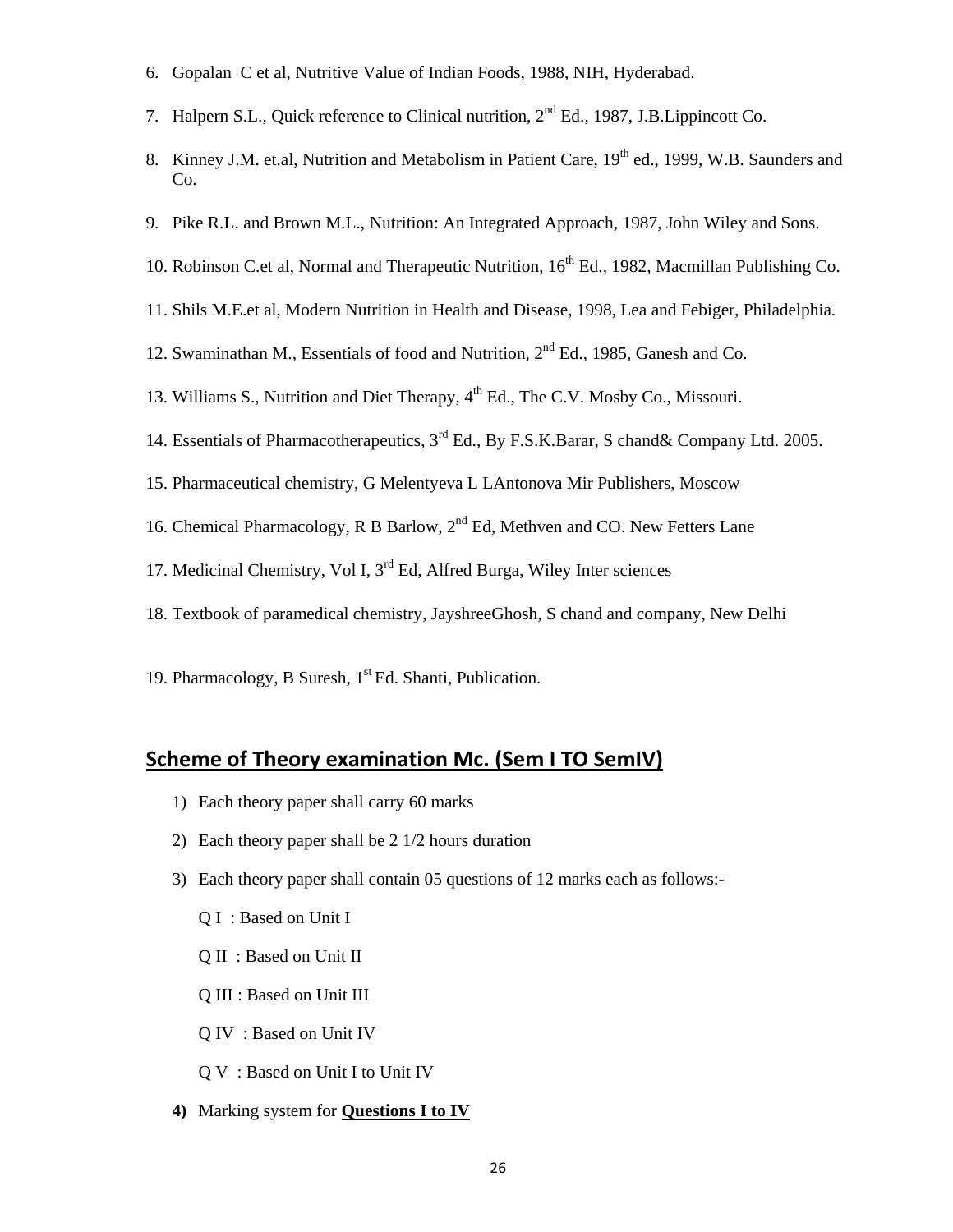6. Gopalan C et al, Nutritive Value of Indian Foods, 1988, NIH, Hyderabad.

7. Halpern S.L., Quick reference to Clinical nutrition, 2nd Ed., 1987, J.B.Lippincott Co.

8. Kinney J.M. et.al, Nutrition and Metabolism in Patient Care, 19th ed., 1999, W.B. Saunders and Co.

9. Pike R.L. and Brown M.L., Nutrition: An Integrated Approach, 1987, John Wiley and Sons.

10. Robinson C.et al, Normal and Therapeutic Nutrition, 16th Ed., 1982, Macmillan Publishing Co.

11. Shils M.E.et al, Modern Nutrition in Health and Disease, 1998, Lea and Febiger, Philadelphia.

12. Swaminathan M., Essentials of food and Nutrition, 2nd Ed., 1985, Ganesh and Co.

13. Williams S., Nutrition and Diet Therapy, 4th Ed., The C.V. Mosby Co., Missouri.

14. Essentials of Pharmacotherapeutics, 3rd Ed., By F.S.K.Barar, S chand& Company Ltd. 2005.

15. Pharmaceutical chemistry, G Melentyeva L LAntonova Mir Publishers, Moscow

16. Chemical Pharmacology, R B Barlow, 2nd Ed, Methven and CO. New Fetters Lane

17. Medicinal Chemistry, Vol I, 3rd Ed, Alfred Burga, Wiley Inter sciences

18. Textbook of paramedical chemistry, JayshreeGhosh, S chand and company, New Delhi

19. Pharmacology, B Suresh, 1st Ed. Shanti, Publication.

## Scheme of Theory examination Mc. (Sem I TO SemIV)

1) Each theory paper shall carry 60 marks

2) Each theory paper shall be 2 1/2 hours duration

3) Each theory paper shall contain 05 questions of 12 marks each as follows:-

   Q I : Based on Unit I

   Q II : Based on Unit II

   Q III : Based on Unit III

   Q IV : Based on Unit IV

   Q V : Based on Unit I to Unit IV

**4)** Marking system for **Questions I to IV**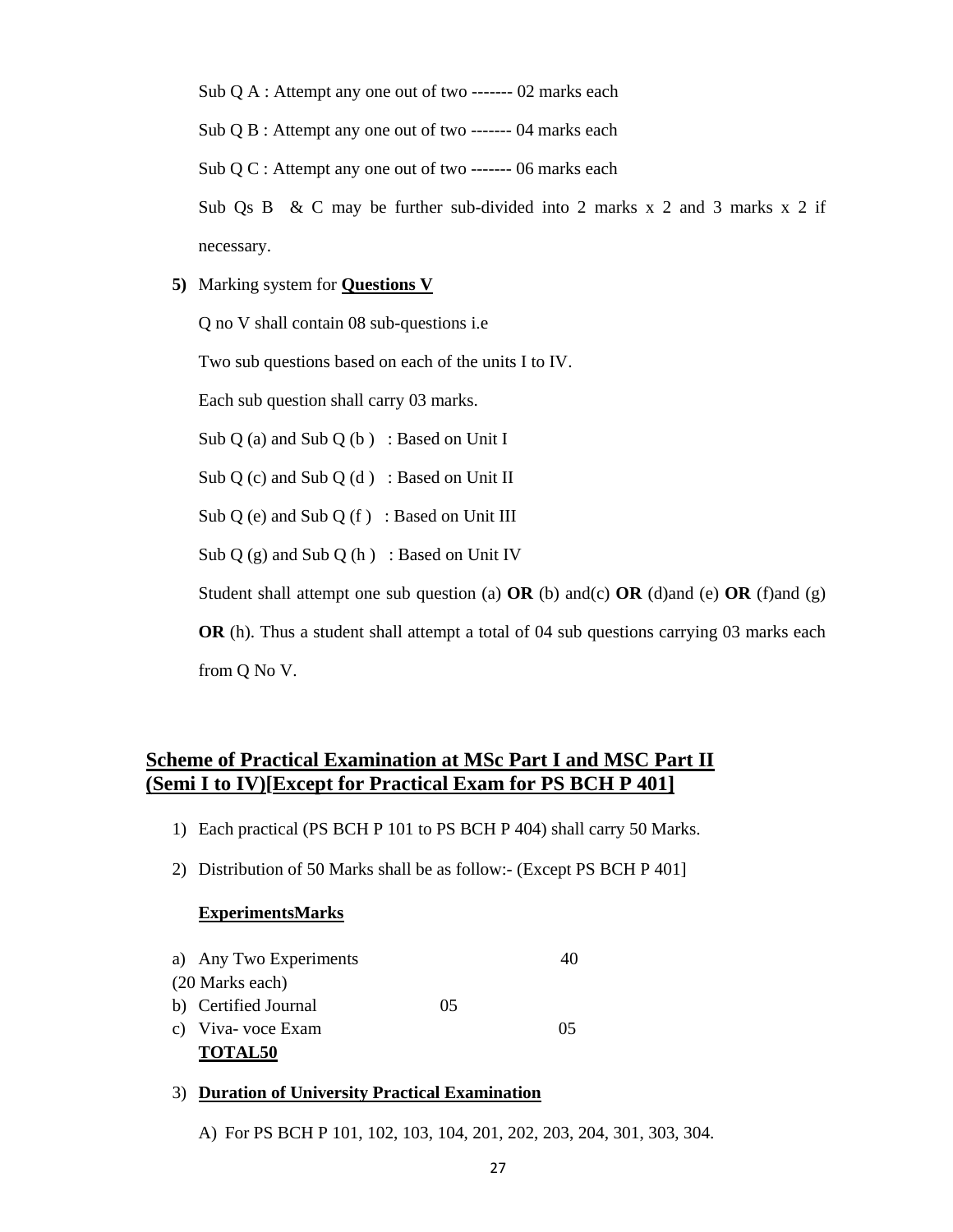Sub Q A : Attempt any one out of two ------- 02 marks each

Sub Q B : Attempt any one out of two ------- 04 marks each

Sub Q C : Attempt any one out of two ------- 06 marks each

Sub Qs B & C may be further sub-divided into 2 marks x 2 and 3 marks x 2 if necessary.

**5)** Marking system for **Questions V**

Q no V shall contain 08 sub-questions i.e

Two sub questions based on each of the units I to IV.

Each sub question shall carry 03 marks.

Sub Q (a) and Sub Q (b ) : Based on Unit I

Sub Q (c) and Sub Q (d ) : Based on Unit II

Sub Q (e) and Sub Q (f ) : Based on Unit III

Sub Q (g) and Sub Q (h ) : Based on Unit IV

Student shall attempt one sub question (a) **OR** (b) and(c) **OR** (d)and (e) **OR** (f)and (g) **OR** (h). Thus a student shall attempt a total of 04 sub questions carrying 03 marks each from Q No V.

## Scheme of Practical Examination at MSc Part I and MSC Part II (Semi I to IV)[Except for Practical Exam for PS BCH P 401]

1) Each practical (PS BCH P 101 to PS BCH P 404) shall carry 50 Marks.
2) Distribution of 50 Marks shall be as follow:- (Except PS BCH P 401)

| **Experiments** | **Marks** |
|---|---|
| a) Any Two Experiments (20 Marks each) | 40 |
| b) Certified Journal | 05 |
| c) Viva- voce Exam | 05 |
| **TOTAL** | **50** |

3) **Duration of University Practical Examination**

   A) For PS BCH P 101, 102, 103, 104, 201, 202, 203, 204, 301, 303, 304.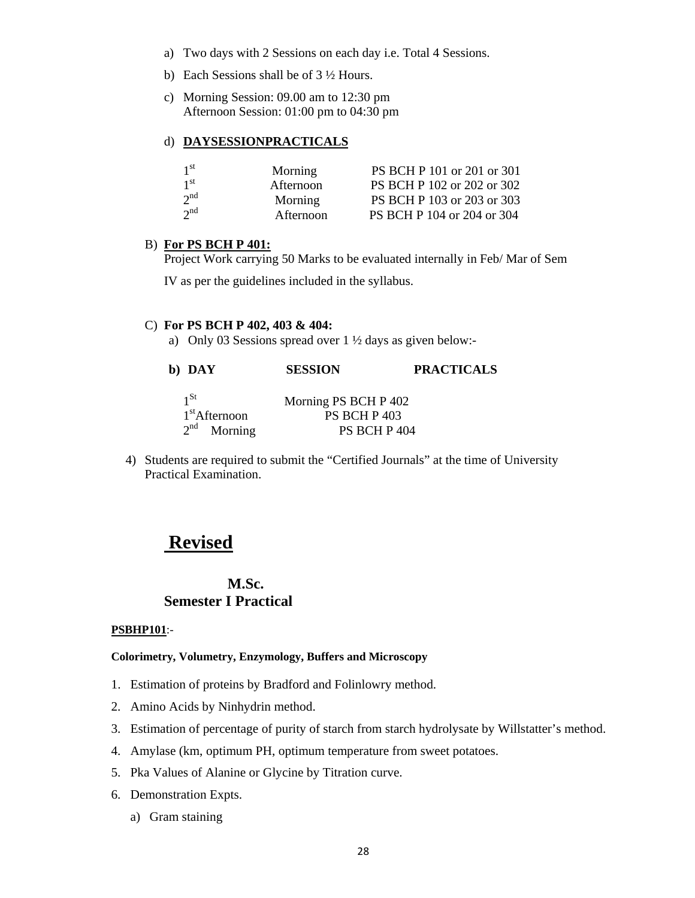a) Two days with 2 Sessions on each day i.e. Total 4 Sessions.

b) Each Sessions shall be of 3 ½ Hours.

c) Morning Session: 09.00 am to 12:30 pm
Afternoon Session: 01:00 pm to 04:30 pm

d) **DAYSESSIONPRACTICALS**

| | | |
|---|---|---|
| 1st | Morning | PS BCH P 101 or 201 or 301 |
| 1st | Afternoon | PS BCH P 102 or 202 or 302 |
| 2nd | Morning | PS BCH P 103 or 203 or 303 |
| 2nd | Afternoon | PS BCH P 104 or 204 or 304 |

B) **For PS BCH P 401:**
Project Work carrying 50 Marks to be evaluated internally in Feb/ Mar of Sem

IV as per the guidelines included in the syllabus.

C) **For PS BCH P 402, 403 & 404:**

a) Only 03 Sessions spread over 1 ½ days as given below:-

| b) DAY | SESSION | PRACTICALS |
|---|---|---|
| 1St | Morning | PS BCH P 402 |
| 1st | Afternoon | PS BCH P 403 |
| 2nd | Morning | PS BCH P 404 |

4) Students are required to submit the "Certified Journals" at the time of University Practical Examination.

# Revised

## M.Sc.
## Semester I Practical

**PSBHP101**:-

**Colorimetry, Volumetry, Enzymology, Buffers and Microscopy**

1. Estimation of proteins by Bradford and Folinlowry method.
2. Amino Acids by Ninhydrin method.
3. Estimation of percentage of purity of starch from starch hydrolysate by Willstatter's method.
4. Amylase (km, optimum PH, optimum temperature from sweet potatoes.
5. Pka Values of Alanine or Glycine by Titration curve.
6. Demonstration Expts.
   a) Gram staining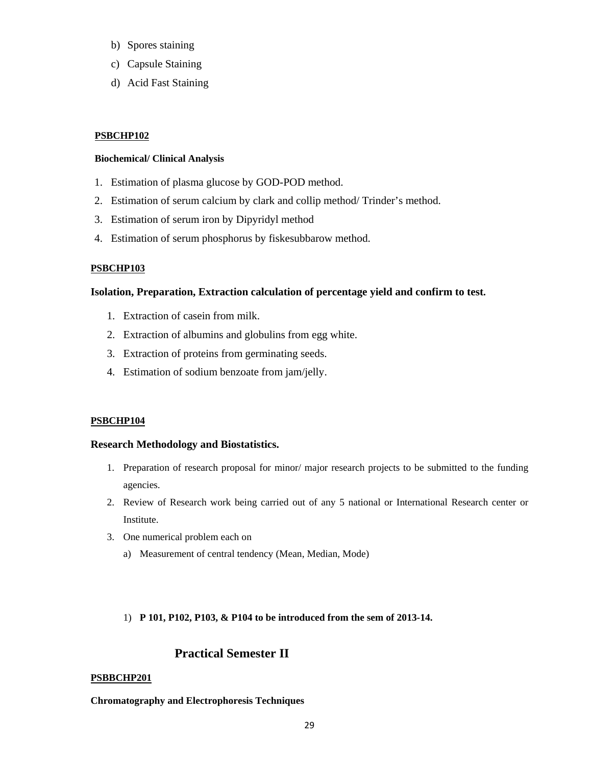b) Spores staining
c) Capsule Staining
d) Acid Fast Staining

**PSBCHP102**

**Biochemical/ Clinical Analysis**

1. Estimation of plasma glucose by GOD-POD method.
2. Estimation of serum calcium by clark and collip method/ Trinder's method.
3. Estimation of serum iron by Dipyridyl method
4. Estimation of serum phosphorus by fiskesubbarow method.

**PSBCHP103**

**Isolation, Preparation, Extraction calculation of percentage yield and confirm to test.**

1. Extraction of casein from milk.
2. Extraction of albumins and globulins from egg white.
3. Extraction of proteins from germinating seeds.
4. Estimation of sodium benzoate from jam/jelly.

**PSBCHP104**

**Research Methodology and Biostatistics.**

1. Preparation of research proposal for minor/ major research projects to be submitted to the funding agencies.
2. Review of Research work being carried out of any 5 national or International Research center or Institute.
3. One numerical problem each on
   a) Measurement of central tendency (Mean, Median, Mode)

1) **P 101, P102, P103, & P104 to be introduced from the sem of 2013-14.**

## Practical Semester II

**PSBBCHP201**

**Chromatography and Electrophoresis Techniques**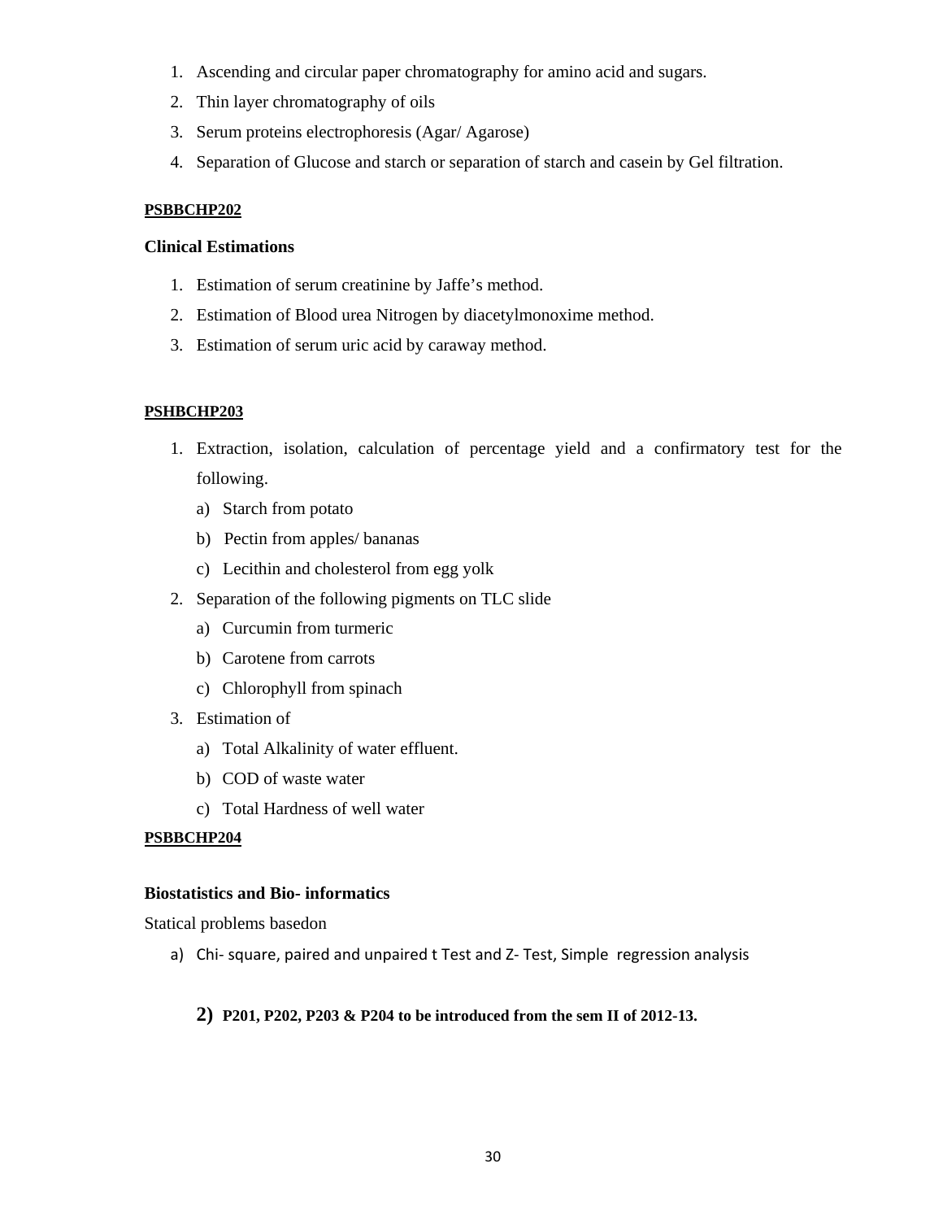1. Ascending and circular paper chromatography for amino acid and sugars.
2. Thin layer chromatography of oils
3. Serum proteins electrophoresis (Agar/ Agarose)
4. Separation of Glucose and starch or separation of starch and casein by Gel filtration.

**PSBBCHP202**

**Clinical Estimations**

1. Estimation of serum creatinine by Jaffe's method.
2. Estimation of Blood urea Nitrogen by diacetylmonoxime method.
3. Estimation of serum uric acid by caraway method.

**PSHBCHP203**

1. Extraction, isolation, calculation of percentage yield and a confirmatory test for the following.
   a) Starch from potato
   b) Pectin from apples/ bananas
   c) Lecithin and cholesterol from egg yolk
2. Separation of the following pigments on TLC slide
   a) Curcumin from turmeric
   b) Carotene from carrots
   c) Chlorophyll from spinach
3. Estimation of
   a) Total Alkalinity of water effluent.
   b) COD of waste water
   c) Total Hardness of well water

**PSBBCHP204**

**Biostatistics and Bio- informatics**

Statical problems basedon

a) Chi- square, paired and unpaired t Test and Z- Test, Simple regression analysis

**2) P201, P202, P203 & P204 to be introduced from the sem II of 2012-13.**